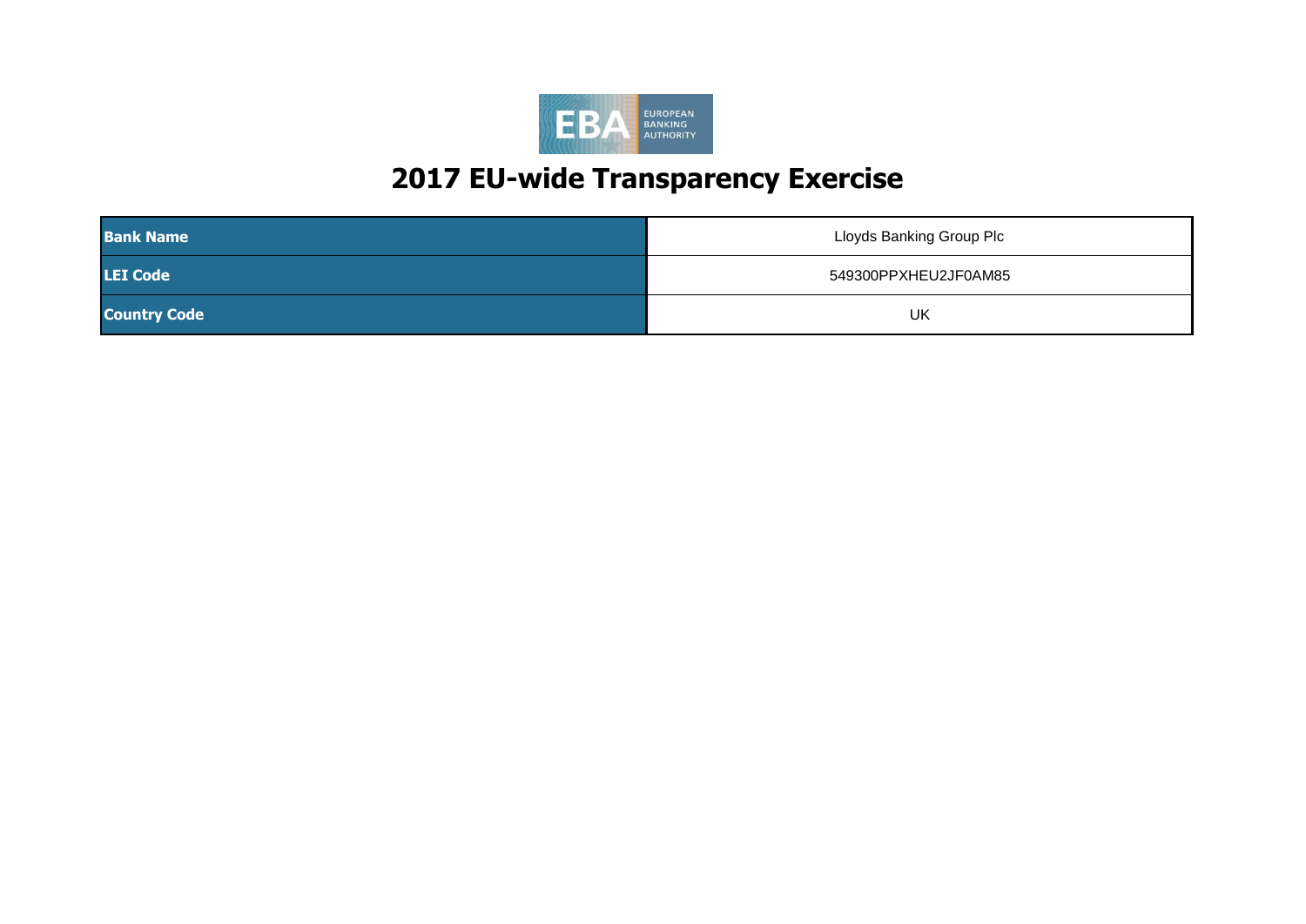# 2017 EU-wide Transparency Exercise

| | |
|---|---|
| **Bank Name** | Lloyds Banking Group Plc |
| **LEI Code** | 549300PPXHEU2JF0AM85 |
| **Country Code** | UK |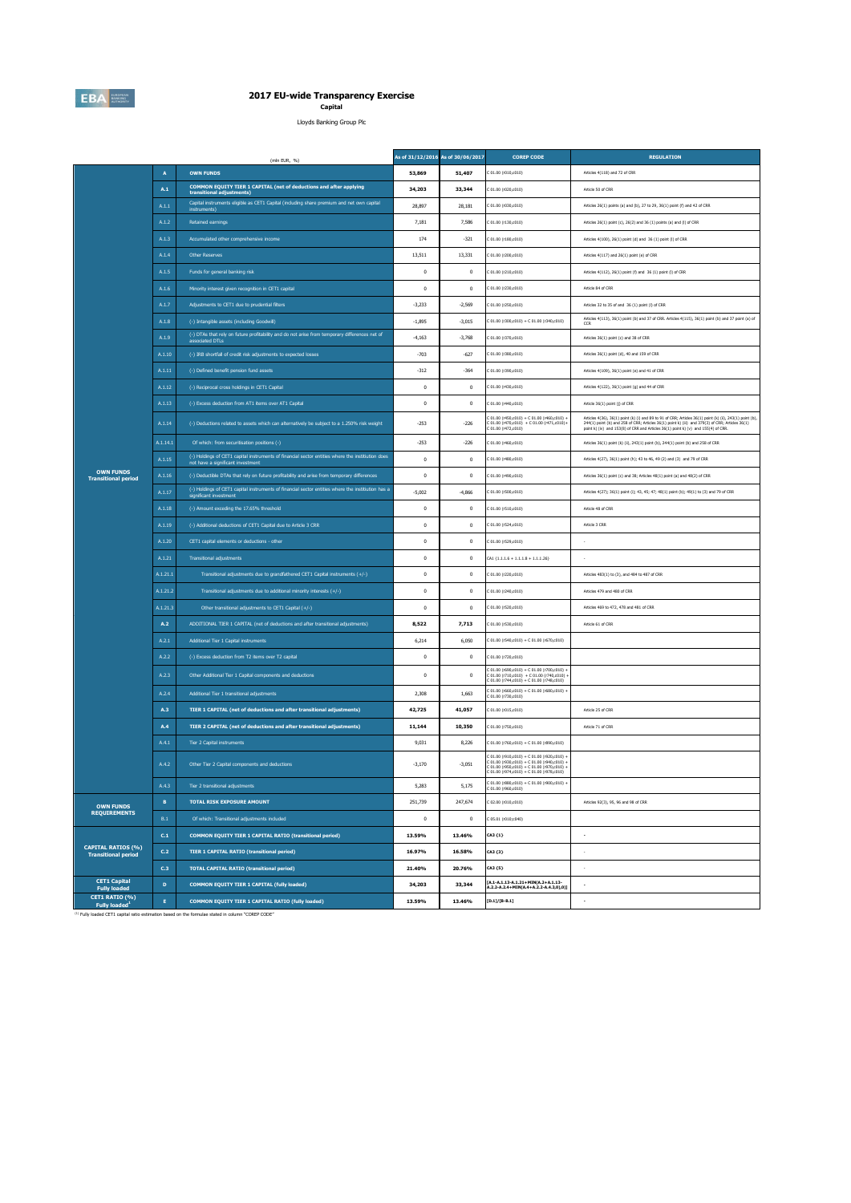# 2017 EU-wide Transparency Exercise

**Capital**

Lloyds Banking Group Plc

| | | (mln EUR, %) | As of 31/12/2016 | As of 30/06/2017 | COREP CODE | REGULATION |
|---|---|---|---|---|---|---|
| OWN FUNDS Transitional period | A | **OWN FUNDS** | **53,869** | **51,407** | C 01.00 (r010,c010) | Articles 4(118) and 72 of CRR |
| | A.1 | **COMMON EQUITY TIER 1 CAPITAL (net of deductions and after applying transitional adjustments)** | **34,203** | **33,344** | C 01.00 (r020,c010) | Article 50 of CRR |
| | A.1.1 | Capital instruments eligible as CET1 Capital (including share premium and net own capital instruments) | 28,897 | 28,181 | C 01.00 (r030,c010) | Articles 26(1) points (a) and (b), 27 to 29, 36(1) point (f) and 42 of CRR |
| | A.1.2 | Retained earnings | 7,181 | 7,586 | C 01.00 (r130,c010) | Articles 26(1) point (c), 26(2) and 36 (1) points (a) and (l) of CRR |
| | A.1.3 | Accumulated other comprehensive income | 174 | -321 | C 01.00 (r180,c010) | Articles 4(100), 26(1) point (d) and 36 (1) point (l) of CRR |
| | A.1.4 | Other Reserves | 13,511 | 13,331 | C 01.00 (r200,c010) | Articles 4(117) and 26(1) point (e) of CRR |
| | A.1.5 | Funds for general banking risk | 0 | 0 | C 01.00 (r210,c010) | Articles 4(112), 26(1) point (f) and 36 (1) point (l) of CRR |
| | A.1.6 | Minority interest given recognition in CET1 capital | 0 | 0 | C 01.00 (r230,c010) | Article 84 of CRR |
| | A.1.7 | Adjustments to CET1 due to prudential filters | -3,233 | -2,569 | C 01.00 (r250,c010) | Articles 32 to 35 of and 36 (1) point (l) of CRR |
| | A.1.8 | (-) Intangible assets (including Goodwill) | -1,895 | -3,015 | C 01.00 (r300,c010) + C 01.00 (r340,c010) | Articles 4(113), 36(1) point (b) and 37 of CRR. Articles 4(115), 36(1) point (b) and 37 point (a) of CCR |
| | A.1.9 | (-) DTAs that rely on future profitability and do not arise from temporary differences net of associated DTLs | -4,163 | -3,768 | C 01.00 (r370,c010) | Articles 36(1) point (c) and 38 of CRR |
| | A.1.10 | (-) IRB shortfall of credit risk adjustments to expected losses | -703 | -627 | C 01.00 (r380,c010) | Articles 36(1) point (d), 40 and 159 of CRR |
| | A.1.11 | (-) Defined benefit pension fund assets | -312 | -364 | C 01.00 (r390,c010) | Articles 4(109), 36(1) point (e) and 41 of CRR |
| | A.1.12 | (-) Reciprocal cross holdings in CET1 Capital | 0 | 0 | C 01.00 (r430,c010) | Articles 4(122), 36(1) point (g) and 44 of CRR |
| | A.1.13 | (-) Excess deduction from AT1 items over AT1 Capital | 0 | 0 | C 01.00 (r440,c010) | Article 36(1) point (j) of CRR |
| | A.1.14 | (-) Deductions related to assets which can alternatively be subject to a 1.250% risk weight | -253 | -226 | C 01.00 (r450,c010) + C 01.00 (r460,c010) + C 01.00 (r470,c010) + C 01.00 (r471,c010)+ C 01.00 (r472,c010) | Articles 4(36), 36(1) point (k) (i) and 89 to 91 of CRR; Articles 36(1) point (k) (ii), 243(1) point (b), 244(1) point (b) and 258 of CRR; Articles 36(1) point k) (iii) and 379(3) of CRR; Articles 36(1) point k) (iv) and 153(8) of CRR and Articles 36(1) point k) (v) and 155(4) of CRR. |
| | A.1.14.1 | Of which: from securitisation positions (-) | -253 | -226 | C 01.00 (r460,c010) | Articles 36(1) point (k) (ii), 243(1) point (b), 244(1) point (b) and 258 of CRR |
| | A.1.15 | (-) Holdings of CET1 capital instruments of financial sector entities where the institution does not have a significant investment | 0 | 0 | C 01.00 (r480,c010) | Articles 4(27), 36(1) point (h); 43 to 46, 49 (2) and (3) and 79 of CRR |
| | A.1.16 | (-) Deductible DTAs that rely on future profitability and arise from temporary differences | 0 | 0 | C 01.00 (r490,c010) | Articles 36(1) point (c) and 38; Articles 48(1) point (a) and 48(2) of CRR |
| | A.1.17 | (-) Holdings of CET1 capital instruments of financial sector entities where the institution has a significant investment | -5,002 | -4,866 | C 01.00 (r500,c010) | Articles 4(27); 36(1) point (i); 43, 45; 47; 48(1) point (b); 49(1) to (3) and 79 of CRR |
| | A.1.18 | (-) Amount exceding the 17.65% threshold | 0 | 0 | C 01.00 (r510,c010) | Article 48 of CRR |
| | A.1.19 | (-) Additional deductions of CET1 Capital due to Article 3 CRR | 0 | 0 | C 01.00 (r524,c010) | Article 3 CRR |
| | A.1.20 | CET1 capital elements or deductions - other | 0 | 0 | C 01.00 (r529,c010) | - |
| | A.1.21 | Transitional adjustments | 0 | 0 | CA1 {1.1.1.6 + 1.1.1.8 + 1.1.1.26} | - |
| | A.1.21.1 | Transitional adjustments due to grandfathered CET1 Capital instruments (+/-) | 0 | 0 | C 01.00 (r220,c010) | Articles 483(1) to (3), and 484 to 487 of CRR |
| | A.1.21.2 | Transitional adjustments due to additional minority interests (+/-) | 0 | 0 | C 01.00 (r240,c010) | Articles 479 and 480 of CRR |
| | A.1.21.3 | Other transitional adjustments to CET1 Capital (+/-) | 0 | 0 | C 01.00 (r520,c010) | Articles 469 to 472, 478 and 481 of CRR |
| | A.2 | ADDITIONAL TIER 1 CAPITAL (net of deductions and after transitional adjustments) | **8,522** | **7,713** | C 01.00 (r530,c010) | Article 61 of CRR |
| | A.2.1 | Additional Tier 1 Capital instruments | 6,214 | 6,050 | C 01.00 (r540,c010) + C 01.00 (r670,c010) | |
| | A.2.2 | (-) Excess deduction from T2 items over T2 capital | 0 | 0 | C 01.00 (r720,c010) | |
| | A.2.3 | Other Additional Tier 1 Capital components and deductions | 0 | 0 | C 01.00 (r690,c010) + C 01.00 (r700,c010) + C 01.00 (r710,c010) + C 01.00 (r740,c010) + C 01.00 (r744,c010) + C 01.00 (r748,c010) | |
| | A.2.4 | Additional Tier 1 transitional adjustments | 2,308 | 1,663 | C 01.00 (r660,c010) + C 01.00 (r680,c010) + C 01.00 (r730,c010) | |
| | A.3 | **TIER 1 CAPITAL (net of deductions and after transitional adjustments)** | **42,725** | **41,057** | C 01.00 (r015,c010) | Article 25 of CRR |
| | A.4 | **TIER 2 CAPITAL (net of deductions and after transitional adjustments)** | **11,144** | **10,350** | C 01.00 (r750,c010) | Article 71 of CRR |
| | A.4.1 | Tier 2 Capital instruments | 9,031 | 8,226 | C 01.00 (r760,c010) + C 01.00 (r890,c010) | |
| | A.4.2 | Other Tier 2 Capital components and deductions | -3,170 | -3,051 | C 01.00 (r910,c010) + C 01.00 (r920,c010) + C 01.00 (r930,c010) + C 01.00 (r940,c010) + C 01.00 (r950,c010) + C 01.00 (r970,c010) + C 01.00 (r974,c010) + C 01.00 (r978,c010) | |
| | A.4.3 | Tier 2 transitional adjustments | 5,283 | 5,175 | C 01.00 (r880,c010) + C 01.00 (r900,c010) + C 01.00 (r960,c010) | |
| OWN FUNDS REQUIREMENTS | B | **TOTAL RISK EXPOSURE AMOUNT** | 251,739 | 247,674 | C 02.00 (r010,c010) | Articles 92(3), 95, 96 and 98 of CRR |
| | B.1 | Of which: Transitional adjustments included | 0 | 0 | C 05.01 (r010;c040) | |
| CAPITAL RATIOS (%) Transitional period | C.1 | **COMMON EQUITY TIER 1 CAPITAL RATIO (transitional period)** | **13.59%** | **13.46%** | CA3 {1} | - |
| | C.2 | **TIER 1 CAPITAL RATIO (transitional period)** | **16.97%** | **16.58%** | CA3 {3} | - |
| | C.3 | **TOTAL CAPITAL RATIO (transitional period)** | **21.40%** | **20.76%** | CA3 {5} | - |
| CET1 Capital Fully loaded | D | **COMMON EQUITY TIER 1 CAPITAL (fully loaded)** | **34,203** | **33,344** | [A.1-A.1.13-A.1.21+MIN(A.2+A.1.13-A.2.2-A.2.4+MIN(A.4+A.2.2-A.4.3,0),0)] | - |
| CET1 RATIO (%) Fully loaded[1] | E | **COMMON EQUITY TIER 1 CAPITAL RATIO (fully loaded)** | **13.59%** | **13.46%** | [D.1]/[B-B.1] | - |

[1] Fully loaded CET1 capital ratio estimation based on the formulae stated in column "COREP CODE"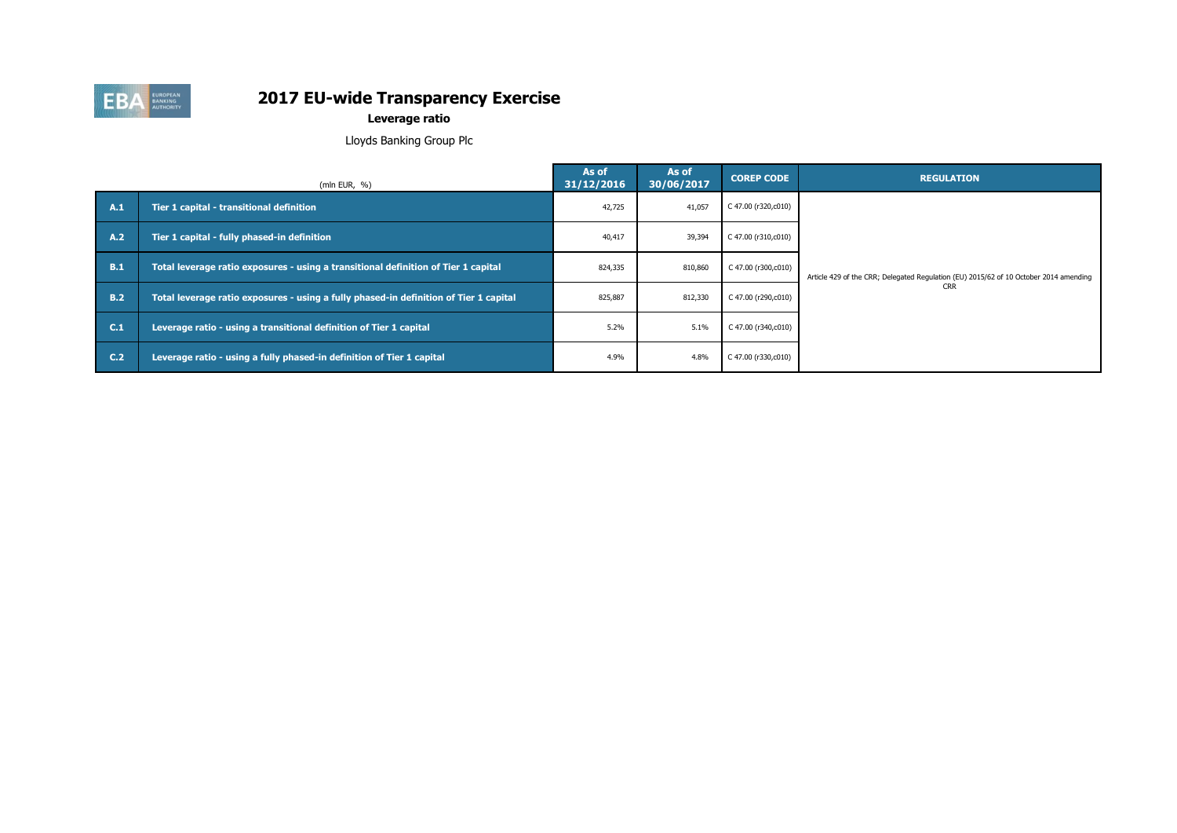# 2017 EU-wide Transparency Exercise

**Leverage ratio**

Lloyds Banking Group Plc

| | (mln EUR, %) | As of 31/12/2016 | As of 30/06/2017 | COREP CODE | REGULATION |
|---|---|---|---|---|---|
| A.1 | Tier 1 capital - transitional definition | 42,725 | 41,057 | C 47.00 (r320,c010) | Article 429 of the CRR; Delegated Regulation (EU) 2015/62 of 10 October 2014 amending CRR |
| A.2 | Tier 1 capital - fully phased-in definition | 40,417 | 39,394 | C 47.00 (r310,c010) | |
| B.1 | Total leverage ratio exposures - using a transitional definition of Tier 1 capital | 824,335 | 810,860 | C 47.00 (r300,c010) | |
| B.2 | Total leverage ratio exposures - using a fully phased-in definition of Tier 1 capital | 825,887 | 812,330 | C 47.00 (r290,c010) | |
| C.1 | Leverage ratio - using a transitional definition of Tier 1 capital | 5.2% | 5.1% | C 47.00 (r340,c010) | |
| C.2 | Leverage ratio - using a fully phased-in definition of Tier 1 capital | 4.9% | 4.8% | C 47.00 (r330,c010) | |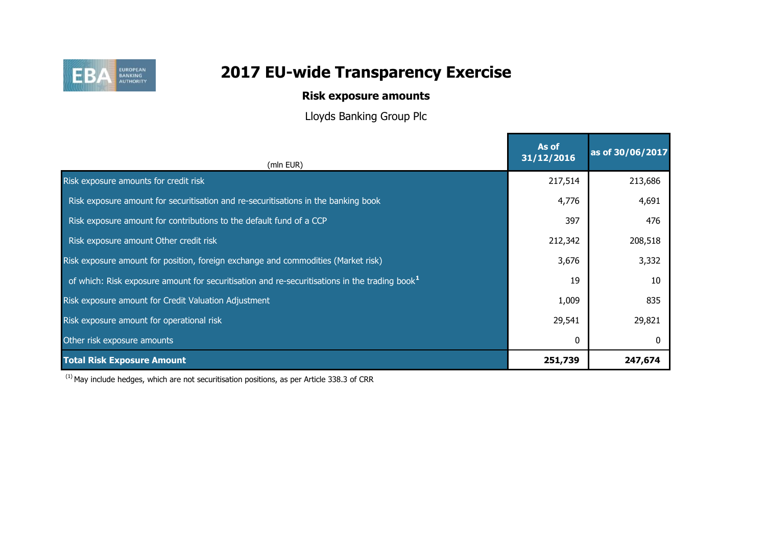# 2017 EU-wide Transparency Exercise

## Risk exposure amounts

Lloyds Banking Group Plc

| (mln EUR) | As of 31/12/2016 | as of 30/06/2017 |
|---|---|---|
| Risk exposure amounts for credit risk | 217,514 | 213,686 |
| Risk exposure amount for securitisation and re-securitisations in the banking book | 4,776 | 4,691 |
| Risk exposure amount for contributions to the default fund of a CCP | 397 | 476 |
| Risk exposure amount Other credit risk | 212,342 | 208,518 |
| Risk exposure amount for position, foreign exchange and commodities (Market risk) | 3,676 | 3,332 |
| of which: Risk exposure amount for securitisation and re-securitisations in the trading book[1] | 19 | 10 |
| Risk exposure amount for Credit Valuation Adjustment | 1,009 | 835 |
| Risk exposure amount for operational risk | 29,541 | 29,821 |
| Other risk exposure amounts | 0 | 0 |
| **Total Risk Exposure Amount** | **251,739** | **247,674** |

(1) May include hedges, which are not securitisation positions, as per Article 338.3 of CRR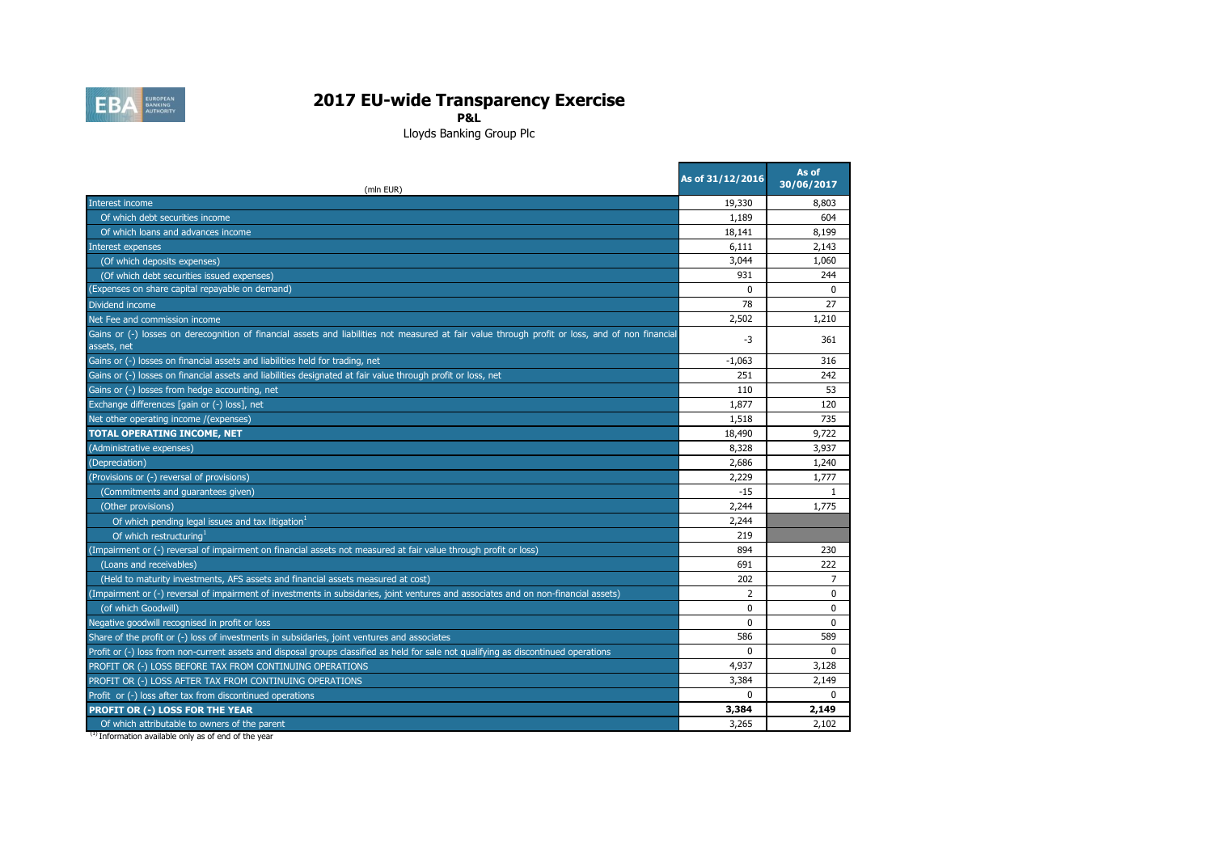# 2017 EU-wide Transparency Exercise

**P&L**

Lloyds Banking Group Plc

| (mln EUR) | As of 31/12/2016 | As of 30/06/2017 |
|---|---|---|
| Interest income | 19,330 | 8,803 |
| Of which debt securities income | 1,189 | 604 |
| Of which loans and advances income | 18,141 | 8,199 |
| Interest expenses | 6,111 | 2,143 |
| (Of which deposits expenses) | 3,044 | 1,060 |
| (Of which debt securities issued expenses) | 931 | 244 |
| (Expenses on share capital repayable on demand) | 0 | 0 |
| Dividend income | 78 | 27 |
| Net Fee and commission income | 2,502 | 1,210 |
| Gains or (-) losses on derecognition of financial assets and liabilities not measured at fair value through profit or loss, and of non financial assets, net | -3 | 361 |
| Gains or (-) losses on financial assets and liabilities held for trading, net | -1,063 | 316 |
| Gains or (-) losses on financial assets and liabilities designated at fair value through profit or loss, net | 251 | 242 |
| Gains or (-) losses from hedge accounting, net | 110 | 53 |
| Exchange differences [gain or (-) loss], net | 1,877 | 120 |
| Net other operating income /(expenses) | 1,518 | 735 |
| **TOTAL OPERATING INCOME, NET** | 18,490 | 9,722 |
| (Administrative expenses) | 8,328 | 3,937 |
| (Depreciation) | 2,686 | 1,240 |
| (Provisions or (-) reversal of provisions) | 2,229 | 1,777 |
| (Commitments and guarantees given) | -15 | 1 |
| (Other provisions) | 2,244 | 1,775 |
| Of which pending legal issues and tax litigation[1] | 2,244 | |
| Of which restructuring[1] | 219 | |
| (Impairment or (-) reversal of impairment on financial assets not measured at fair value through profit or loss) | 894 | 230 |
| (Loans and receivables) | 691 | 222 |
| (Held to maturity investments, AFS assets and financial assets measured at cost) | 202 | 7 |
| (Impairment or (-) reversal of impairment of investments in subsidaries, joint ventures and associates and on non-financial assets) | 2 | 0 |
| (of which Goodwill) | 0 | 0 |
| Negative goodwill recognised in profit or loss | 0 | 0 |
| Share of the profit or (-) loss of investments in subsidaries, joint ventures and associates | 586 | 589 |
| Profit or (-) loss from non-current assets and disposal groups classified as held for sale not qualifying as discontinued operations | 0 | 0 |
| PROFIT OR (-) LOSS BEFORE TAX FROM CONTINUING OPERATIONS | 4,937 | 3,128 |
| PROFIT OR (-) LOSS AFTER TAX FROM CONTINUING OPERATIONS | 3,384 | 2,149 |
| Profit or (-) loss after tax from discontinued operations | 0 | 0 |
| **PROFIT OR (-) LOSS FOR THE YEAR** | **3,384** | **2,149** |
| Of which attributable to owners of the parent | 3,265 | 2,102 |

(1) Information available only as of end of the year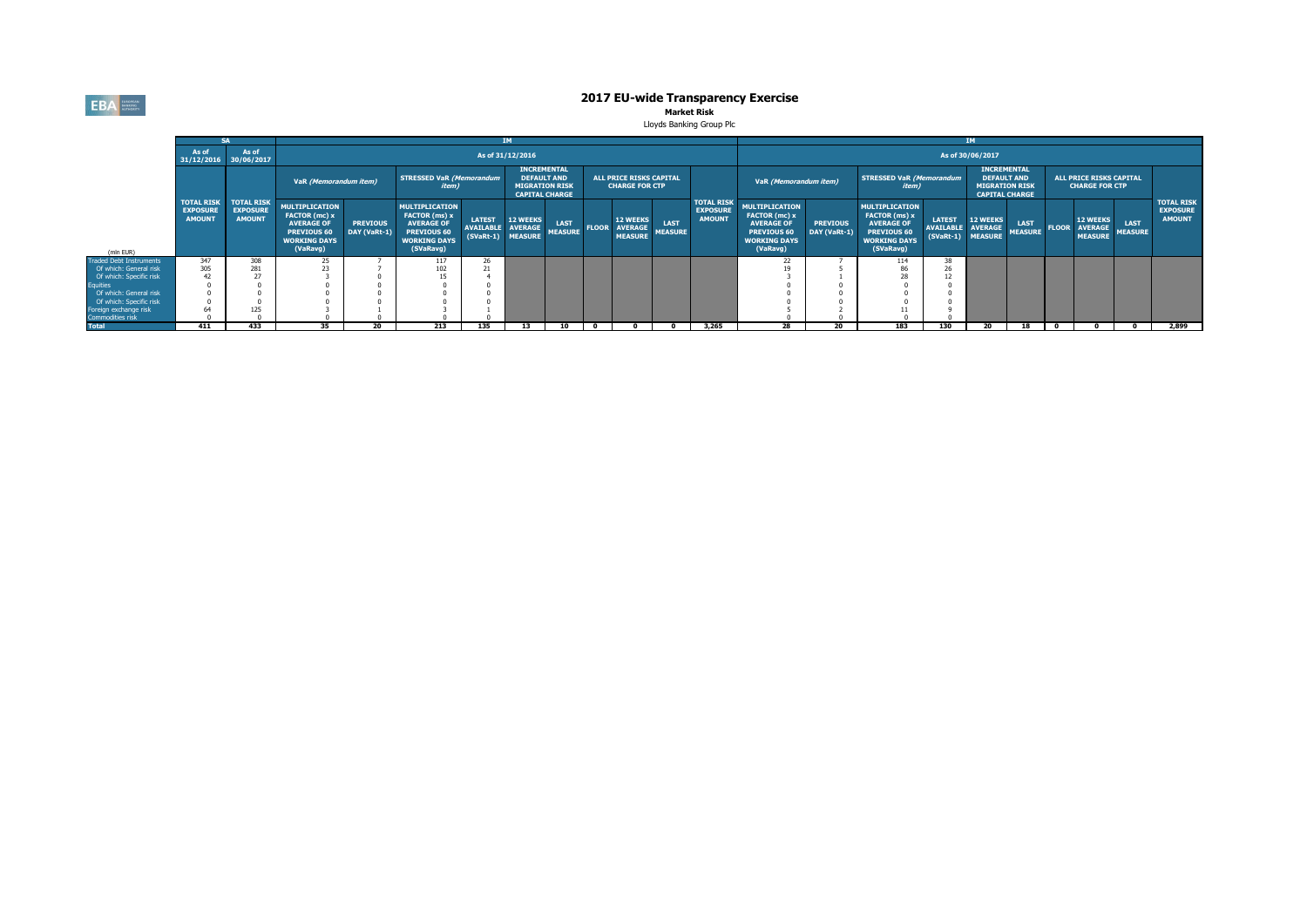# 2017 EU-wide Transparency Exercise

**Market Risk**

Lloyds Banking Group Plc

| | SA | | IM | | | | | | | | | | | IM | | | | | | | | | | |
|---|---|---|---|---|---|---|---|---|---|---|---|---|---|---|---|---|---|---|---|---|---|---|---|---|
| | As of 31/12/2016 | As of 30/06/2017 | As of 31/12/2016 | | | | | | | | | | | As of 30/06/2017 | | | | | | | | | | |
| | | | VaR *(Memorandum item)* | | STRESSED VaR *(Memorandum item)* | | INCREMENTAL DEFAULT AND MIGRATION RISK CAPITAL CHARGE | | ALL PRICE RISKS CAPITAL CHARGE FOR CTP | | | | | VaR *(Memorandum item)* | | STRESSED VaR *(Memorandum item)* | | INCREMENTAL DEFAULT AND MIGRATION RISK CAPITAL CHARGE | | ALL PRICE RISKS CAPITAL CHARGE FOR CTP | | | | |
| (mln EUR) | TOTAL RISK EXPOSURE AMOUNT | TOTAL RISK EXPOSURE AMOUNT | MULTIPLICATION FACTOR (mc) x AVERAGE OF PREVIOUS 60 WORKING DAYS (VaRavg) | PREVIOUS DAY (VaRt-1) | MULTIPLICATION FACTOR (ms) x AVERAGE OF PREVIOUS 60 WORKING DAYS (SVaRavg) | LATEST AVAILABLE (SVaRt-1) | 12 WEEKS AVERAGE MEASURE | LAST MEASURE | FLOOR | 12 WEEKS AVERAGE MEASURE | LAST MEASURE | TOTAL RISK EXPOSURE AMOUNT | | MULTIPLICATION FACTOR (mc) x AVERAGE OF PREVIOUS 60 WORKING DAYS (VaRavg) | PREVIOUS DAY (VaRt-1) | MULTIPLICATION FACTOR (ms) x AVERAGE OF PREVIOUS 60 WORKING DAYS (SVaRavg) | LATEST AVAILABLE (SVaRt-1) | 12 WEEKS AVERAGE MEASURE | LAST MEASURE | FLOOR | 12 WEEKS AVERAGE MEASURE | LAST MEASURE | TOTAL RISK EXPOSURE AMOUNT | |
| Traded Debt Instruments | 347 | 308 | 25 | 7 | 117 | 26 | | | | | | | | 22 | 7 | 114 | 38 | | | | | | | |
| Of which: General risk | 305 | 281 | 23 | 7 | 102 | 21 | | | | | | | | 19 | 5 | 86 | 26 | | | | | | | |
| Of which: Specific risk | 42 | 27 | 3 | 0 | 15 | 4 | | | | | | | | 3 | 1 | 28 | 12 | | | | | | | |
| Equities | 0 | 0 | 0 | 0 | 0 | 0 | | | | | | | | 0 | 0 | 0 | 0 | | | | | | | |
| Of which: General risk | 0 | 0 | 0 | 0 | 0 | 0 | | | | | | | | 0 | 0 | 0 | 0 | | | | | | | |
| Of which: Specific risk | 0 | 0 | 0 | 0 | 0 | 0 | | | | | | | | 0 | 0 | 0 | 0 | | | | | | | |
| Foreign exchange risk | 64 | 125 | 3 | 1 | 3 | 1 | | | | | | | | 5 | 2 | 11 | 9 | | | | | | | |
| Commodities risk | 0 | 0 | 0 | 0 | 0 | 0 | | | | | | | | 0 | 0 | 0 | 0 | | | | | | | |
| Total | 411 | 433 | 35 | 20 | 213 | 135 | 13 | 10 | 0 | 0 | 0 | 3,265 | | 28 | 20 | 183 | 130 | 20 | 18 | 0 | 0 | 0 | 2,899 | |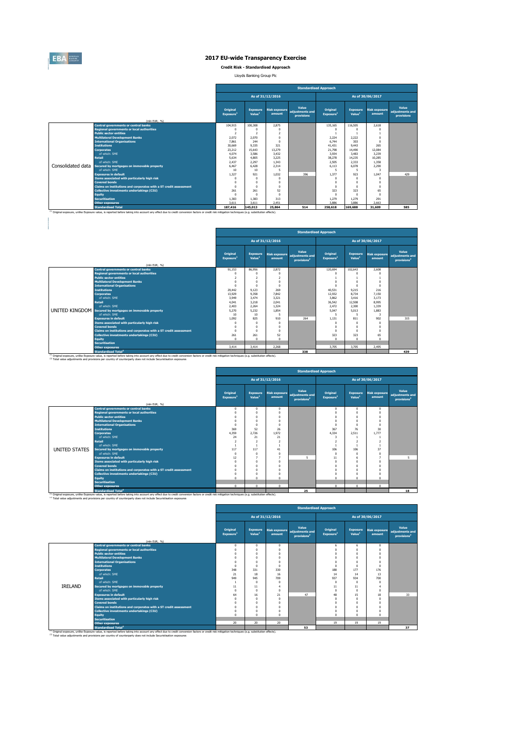# 2017 EU-wide Transparency Exercise

**Credit Risk - Standardised Approach**

Lloyds Banking Group Plc

| | (mln EUR, %) | Standardised Approach | | | | | | | |
|---|---|---|---|---|---|---|---|---|---|
| | | As of 31/12/2016 | | | | As of 30/06/2017 | | | |
| | | Original Exposure[1] | Exposure Value[1] | Risk exposure amount | Value adjustments and provisions | Original Exposure[1] | Exposure Value[1] | Risk exposure amount | Value adjustments and provisions |
| Consolidated data | Central governments or central banks | 104,915 | 100,308 | 2,875 | | 135,165 | 116,505 | 2,618 | |
| | Regional governments or local authorities | 0 | 0 | 0 | | 0 | 0 | 0 | |
| | Public sector entities | 2 | 2 | 2 | | 1 | 1 | 1 | |
| | Multilateral Development Banks | 2,072 | 2,070 | 0 | | 2,224 | 2,222 | 0 | |
| | International Organisations | 7,861 | 244 | 0 | | 6,744 | 303 | 0 | |
| | Institutions | 30,669 | 9,335 | 321 | | 41,431 | 9,443 | 265 | |
| | Corporates | 23,212 | 15,643 | 13,279 | | 21,798 | 14,490 | 12,084 | |
| | of which: SME | 4,074 | 3,586 | 3,432 | | 3,934 | 3,483 | 3,239 | |
| | Retail | 5,634 | 4,805 | 3,225 | | 38,278 | 14,235 | 10,285 | |
| | of which: SME | 2,437 | 2,297 | 1,343 | | 2,505 | 2,333 | 1,358 | |
| | Secured by mortgages on immovable property | 6,467 | 6,428 | 2,314 | | 6,113 | 6,078 | 2,290 | |
| | of which: SME | 10 | 10 | 5 | | 5 | 5 | 3 | |
| | Exposures in default | 1,327 | 921 | 1,032 | 396 | 1,377 | 923 | 1,047 | 429 |
| | Items associated with particularly high risk | 0 | 0 | 0 | | 0 | 0 | 0 | |
| | Covered bonds | 0 | 0 | 0 | | 0 | 0 | 0 | |
| | Claims on institutions and corporates with a ST credit assessment | 0 | 0 | 0 | | 0 | 0 | 0 | |
| | Collective investments undertakings (CIU) | 261 | 261 | 52 | | 323 | 323 | 65 | |
| | Equity | 0 | 0 | 0 | | 0 | 0 | 0 | |
| | Securitisation | 1,383 | 1,383 | 313 | | 1,279 | 1,279 | 291 | |
| | Other exposures | 3,611 | 3,611 | 2,451 | | 3,886 | 3,886 | 2,663 | |
| | Standardised Total | 187,416 | 145,013 | 25,864 | 514 | 258,618 | 169,688 | 31,609 | 585 |

[1] Original exposure, unlike Exposure value, is reported before taking into account any effect due to credit conversion factors or credit risk mitigation techniques (e.g. substitution effects).

| | (mln EUR, %) | Standardised Approach | | | | | | | |
|---|---|---|---|---|---|---|---|---|---|
| | | As of 31/12/2016 | | | | As of 30/06/2017 | | | |
| | | Original Exposure[1] | Exposure Value[1] | Risk exposure amount | Value adjustments and provisions[2] | Original Exposure[1] | Exposure Value[1] | Risk exposure amount | Value adjustments and provisions[2] |
| UNITED KINGDOM | Central governments or central banks | 91,153 | 86,956 | 2,872 | | 120,694 | 102,643 | 2,608 | |
| | Regional governments or local authorities | 0 | 0 | 0 | | 0 | 0 | 0 | |
| | Public sector entities | 2 | 2 | 2 | | 1 | 1 | 1 | |
| | Multilateral Development Banks | 0 | 0 | 0 | | 0 | 0 | 0 | |
| | International Organisations | 0 | 0 | 0 | | 0 | 0 | 0 | |
| | Institutions | 29,442 | 9,123 | 269 | | 40,531 | 9,215 | 216 | |
| | Corporates | 13,929 | 9,358 | 7,842 | | 12,932 | 8,734 | 7,150 | |
| | of which: SME | 3,949 | 3,474 | 3,321 | | 3,862 | 3,416 | 3,173 | |
| | Retail | 4,041 | 3,218 | 2,041 | | 36,542 | 12,508 | 8,995 | |
| | of which: SME | 2,403 | 2,264 | 1,324 | | 2,472 | 2,300 | 1,339 | |
| | Secured by mortgages on immovable property | 5,270 | 5,232 | 1,854 | | 5,047 | 5,013 | 1,883 | |
| | of which: SME | 10 | 10 | 5 | | 5 | 5 | 3 | |
| | Exposures in default | 1,092 | 825 | 910 | 264 | 1,131 | 811 | 902 | 315 |
| | Items associated with particularly high risk | 0 | 0 | 0 | | 0 | 0 | 0 | |
| | Covered bonds | 0 | 0 | 0 | | 0 | 0 | 0 | |
| | Claims on institutions and corporates with a ST credit assessment | 0 | 0 | 0 | | 0 | 0 | 0 | |
| | Collective investments undertakings (CIU) | 261 | 261 | 52 | | 323 | 323 | 65 | |
| | Equity | 0 | 0 | 0 | | 0 | 0 | 0 | |
| | Securitisation | | | | | | | | |
| | Other exposures | 3,414 | 3,414 | 2,268 | | 3,705 | 3,705 | 2,495 | |
| | Standardised Total[2] | | | | 338 | | | | 439 |

[1] Original exposure, unlike Exposure value, is reported before taking into account any effect due to credit conversion factors or credit risk mitigation techniques (e.g. substitution effects).
[2] Total value adjustments and provisions per country of counterparty does not include Securitisation exposures

| | (mln EUR, %) | Standardised Approach | | | | | | | |
|---|---|---|---|---|---|---|---|---|---|
| | | As of 31/12/2016 | | | | As of 30/06/2017 | | | |
| | | Original Exposure[1] | Exposure Value[1] | Risk exposure amount | Value adjustments and provisions[2] | Original Exposure[1] | Exposure Value[1] | Risk exposure amount | Value adjustments and provisions[2] |
| UNITED STATES | Central governments or central banks | 0 | 0 | 0 | | 0 | 0 | 0 | |
| | Regional governments or local authorities | 0 | 0 | 0 | | 0 | 0 | 0 | |
| | Public sector entities | 0 | 0 | 0 | | 0 | 0 | 0 | |
| | Multilateral Development Banks | 0 | 0 | 0 | | 0 | 0 | 0 | |
| | International Organisations | 0 | 0 | 0 | | 0 | 0 | 0 | |
| | Institutions | 369 | 52 | 26 | | 367 | 76 | 30 | |
| | Corporates | 4,359 | 2,726 | 1,972 | | 4,334 | 2,511 | 1,777 | |
| | of which: SME | 24 | 21 | 21 | | 3 | 1 | 1 | |
| | Retail | 2 | 2 | 2 | | 2 | 2 | 2 | |
| | of which: SME | 1 | 1 | 1 | | 1 | 1 | 1 | |
| | Secured by mortgages on immovable property | 117 | 117 | 41 | | 106 | 106 | 37 | |
| | of which: SME | 0 | 0 | 0 | | 0 | 0 | 0 | |
| | Exposures in default | 12 | 7 | 7 | 5 | 11 | 6 | 7 | 5 |
| | Items associated with particularly high risk | 0 | 0 | 0 | | 0 | 0 | 0 | |
| | Covered bonds | 0 | 0 | 0 | | 0 | 0 | 0 | |
| | Claims on institutions and corporates with a ST credit assessment | 0 | 0 | 0 | | 0 | 0 | 0 | |
| | Collective investments undertakings (CIU) | 0 | 0 | 0 | | 0 | 0 | 0 | |
| | Equity | 0 | 0 | 0 | | 0 | 0 | 0 | |
| | Securitisation | | | | | | | | |
| | Other exposures | 0 | 0 | 0 | | 0 | 0 | 0 | |
| | Standardised Total[2] | | | | 25 | | | | 18 |

[1] Original exposure, unlike Exposure value, is reported before taking into account any effect due to credit conversion factors or credit risk mitigation techniques (e.g. substitution effects).
[2] Total value adjustments and provisions per country of counterparty does not include Securitisation exposures

| | (mln EUR, %) | Standardised Approach | | | | | | | |
|---|---|---|---|---|---|---|---|---|---|
| | | As of 31/12/2016 | | | | As of 30/06/2017 | | | |
| | | Original Exposure[1] | Exposure Value[1] | Risk exposure amount | Value adjustments and provisions[2] | Original Exposure[1] | Exposure Value[1] | Risk exposure amount | Value adjustments and provisions[2] |
| IRELAND | Central governments or central banks | 0 | 0 | 0 | | 6 | 6 | 0 | |
| | Regional governments or local authorities | 0 | 0 | 0 | | 0 | 0 | 0 | |
| | Public sector entities | 0 | 0 | 0 | | 0 | 0 | 0 | |
| | Multilateral Development Banks | 0 | 0 | 0 | | 0 | 0 | 0 | |
| | International Organisations | 0 | 0 | 0 | | 0 | 0 | 0 | |
| | Institutions | 0 | 0 | 0 | | 0 | 0 | 0 | |
| | Corporates | 348 | 331 | 330 | | 188 | 177 | 176 | |
| | of which: SME | 21 | 18 | 16 | | 14 | 14 | 13 | |
| | Retail | 949 | 945 | 709 | | 937 | 934 | 700 | |
| | of which: SME | 1 | 0 | 0 | | 0 | 0 | 0 | |
| | Secured by mortgages on immovable property | 11 | 11 | 4 | | 11 | 11 | 4 | |
| | of which: SME | 0 | 0 | 0 | | 0 | 0 | 0 | |
| | Exposures in default | 64 | 16 | 21 | 47 | 48 | 15 | 18 | 33 |
| | Items associated with particularly high risk | 0 | 0 | 0 | | 0 | 0 | 0 | |
| | Covered bonds | 0 | 0 | 0 | | 0 | 0 | 0 | |
| | Claims on institutions and corporates with a ST credit assessment | 0 | 0 | 0 | | 0 | 0 | 0 | |
| | Collective investments undertakings (CIU) | 0 | 0 | 0 | | 0 | 0 | 0 | |
| | Equity | 0 | 0 | 0 | | 0 | 0 | 0 | |
| | Securitisation | | | | | | | | |
| | Other exposures | 20 | 20 | 20 | | 19 | 19 | 19 | |
| | Standardised Total[2] | | | | 53 | | | | 37 |

[1] Original exposure, unlike Exposure value, is reported before taking into account any effect due to credit conversion factors or credit risk mitigation techniques (e.g. substitution effects).
[2] Total value adjustments and provisions per country of counterparty does not include Securitisation exposures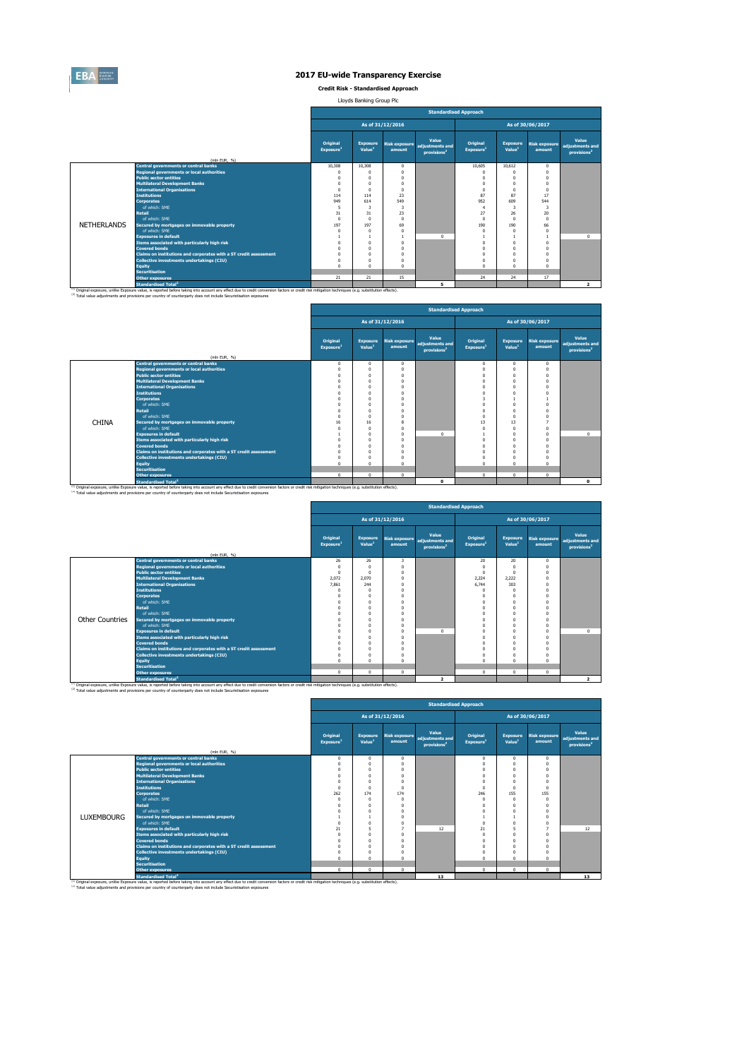# 2017 EU-wide Transparency Exercise

**Credit Risk - Standardised Approach**

Lloyds Banking Group Plc

| | (mln EUR, %) | Standardised Approach | | | | | | | |
|---|---|---|---|---|---|---|---|---|---|
| | | As of 31/12/2016 | | | | As of 30/06/2017 | | | |
| | | Original Exposure[1] | Exposure Value[1] | Risk exposure amount | Value adjustments and provisions[2] | Original Exposure[1] | Exposure Value[1] | Risk exposure amount | Value adjustments and provisions[2] |
| NETHERLANDS | Central governments or central banks | 10,308 | 10,308 | 0 | | 10,605 | 10,612 | 0 | |
| | Regional governments or local authorities | 0 | 0 | 0 | | 0 | 0 | 0 | |
| | Public sector entities | 0 | 0 | 0 | | 0 | 0 | 0 | |
| | Multilateral Development Banks | 0 | 0 | 0 | | 0 | 0 | 0 | |
| | International Organisations | 0 | 0 | 0 | | 0 | 0 | 0 | |
| | Institutions | 114 | 114 | 23 | | 87 | 87 | 17 | |
| | Corporates | 949 | 614 | 549 | | 952 | 609 | 544 | |
| | of which: SME | 5 | 3 | 3 | | 4 | 3 | 3 | |
| | Retail | 31 | 31 | 23 | | 27 | 26 | 20 | |
| | of which: SME | 0 | 0 | 0 | | 0 | 0 | 0 | |
| | Secured by mortgages on immovable property | 197 | 197 | 69 | | 190 | 190 | 66 | |
| | of which: SME | 0 | 0 | 0 | | 0 | 0 | 0 | |
| | Exposures in default | 1 | 1 | 1 | 0 | 1 | 1 | 1 | 0 |
| | Items associated with particularly high risk | 0 | 0 | 0 | | 0 | 0 | 0 | |
| | Covered bonds | 0 | 0 | 0 | | 0 | 0 | 0 | |
| | Claims on institutions and corporates with a ST credit assessment | 0 | 0 | 0 | | 0 | 0 | 0 | |
| | Collective investments undertakings (CIU) | 0 | 0 | 0 | | 0 | 0 | 0 | |
| | Equity | 0 | 0 | 0 | | 0 | 0 | 0 | |
| | Securitisation | | | | | | | | |
| | Other exposures | 21 | 21 | 15 | | 24 | 24 | 17 | |
| | Standardised Total[2] | | | | 5 | | | | 2 |

[1] Original exposure, unlike Exposure value, is reported before taking into account any effect due to credit conversion factors or credit risk mitigation techniques (e.g. substitution effects).
[2] Total value adjustments and provisions per country of counterparty does not include Securitisation exposures

| | (mln EUR, %) | Standardised Approach | | | | | | | |
|---|---|---|---|---|---|---|---|---|---|
| | | As of 31/12/2016 | | | | As of 30/06/2017 | | | |
| | | Original Exposure[1] | Exposure Value[1] | Risk exposure amount | Value adjustments and provisions[2] | Original Exposure[1] | Exposure Value[1] | Risk exposure amount | Value adjustments and provisions[2] |
| CHINA | Central governments or central banks | 0 | 0 | 0 | | 0 | 0 | 0 | |
| | Regional governments or local authorities | 0 | 0 | 0 | | 0 | 0 | 0 | |
| | Public sector entities | 0 | 0 | 0 | | 0 | 0 | 0 | |
| | Multilateral Development Banks | 0 | 0 | 0 | | 0 | 0 | 0 | |
| | International Organisations | 0 | 0 | 0 | | 0 | 0 | 0 | |
| | Institutions | 0 | 0 | 0 | | 0 | 0 | 0 | |
| | Corporates | 0 | 0 | 0 | | 3 | 1 | 1 | |
| | of which: SME | 0 | 0 | 0 | | 0 | 0 | 0 | |
| | Retail | 0 | 0 | 0 | | 0 | 0 | 0 | |
| | of which: SME | 0 | 0 | 0 | | 0 | 0 | 0 | |
| | Secured by mortgages on immovable property | 16 | 16 | 8 | | 13 | 13 | 7 | |
| | of which: SME | 0 | 0 | 0 | | 0 | 0 | 0 | |
| | Exposures in default | 1 | 0 | 0 | 0 | 1 | 0 | 0 | 0 |
| | Items associated with particularly high risk | 0 | 0 | 0 | | 0 | 0 | 0 | |
| | Covered bonds | 0 | 0 | 0 | | 0 | 0 | 0 | |
| | Claims on institutions and corporates with a ST credit assessment | 0 | 0 | 0 | | 0 | 0 | 0 | |
| | Collective investments undertakings (CIU) | 0 | 0 | 0 | | 0 | 0 | 0 | |
| | Equity | 0 | 0 | 0 | | 0 | 0 | 0 | |
| | Securitisation | | | | | | | | |
| | Other exposures | 0 | 0 | 0 | | 0 | 0 | 0 | |
| | Standardised Total[2] | | | | 0 | | | | 0 |

[1] Original exposure, unlike Exposure value, is reported before taking into account any effect due to credit conversion factors or credit risk mitigation techniques (e.g. substitution effects).
[2] Total value adjustments and provisions per country of counterparty does not include Securitisation exposures

| | (mln EUR, %) | Standardised Approach | | | | | | | |
|---|---|---|---|---|---|---|---|---|---|
| | | As of 31/12/2016 | | | | As of 30/06/2017 | | | |
| | | Original Exposure[1] | Exposure Value[1] | Risk exposure amount | Value adjustments and provisions[2] | Original Exposure[1] | Exposure Value[1] | Risk exposure amount | Value adjustments and provisions[2] |
| Other Countries | Central governments or central banks | 26 | 26 | 3 | | 20 | 20 | 0 | |
| | Regional governments or local authorities | 0 | 0 | 0 | | 0 | 0 | 0 | |
| | Public sector entities | 0 | 0 | 0 | | 0 | 0 | 0 | |
| | Multilateral Development Banks | 2,072 | 2,070 | 0 | | 2,224 | 2,222 | 0 | |
| | International Organisations | 7,861 | 244 | 0 | | 6,744 | 303 | 0 | |
| | Institutions | 0 | 0 | 0 | | 0 | 0 | 0 | |
| | Corporates | 0 | 0 | 0 | | 0 | 0 | 0 | |
| | of which: SME | 0 | 0 | 0 | | 0 | 0 | 0 | |
| | Retail | 0 | 0 | 0 | | 0 | 0 | 0 | |
| | of which: SME | 0 | 0 | 0 | | 0 | 0 | 0 | |
| | Secured by mortgages on immovable property | 0 | 0 | 0 | | 0 | 0 | 0 | |
| | of which: SME | 0 | 0 | 0 | | 0 | 0 | 0 | |
| | Exposures in default | 0 | 0 | 0 | 0 | 0 | 0 | 0 | 0 |
| | Items associated with particularly high risk | 0 | 0 | 0 | | 0 | 0 | 0 | |
| | Covered bonds | 0 | 0 | 0 | | 0 | 0 | 0 | |
| | Claims on institutions and corporates with a ST credit assessment | 0 | 0 | 0 | | 0 | 0 | 0 | |
| | Collective investments undertakings (CIU) | 0 | 0 | 0 | | 0 | 0 | 0 | |
| | Equity | 0 | 0 | 0 | | 0 | 0 | 0 | |
| | Securitisation | | | | | | | | |
| | Other exposures | 0 | 0 | 0 | | 0 | 0 | 0 | |
| | Standardised Total[2] | | | | 2 | | | | 2 |

[1] Original exposure, unlike Exposure value, is reported before taking into account any effect due to credit conversion factors or credit risk mitigation techniques (e.g. substitution effects).
[2] Total value adjustments and provisions per country of counterparty does not include Securitisation exposures

| | (mln EUR, %) | Standardised Approach | | | | | | | |
|---|---|---|---|---|---|---|---|---|---|
| | | As of 31/12/2016 | | | | As of 30/06/2017 | | | |
| | | Original Exposure[1] | Exposure Value[1] | Risk exposure amount | Value adjustments and provisions[2] | Original Exposure[1] | Exposure Value[1] | Risk exposure amount | Value adjustments and provisions[2] |
| LUXEMBOURG | Central governments or central banks | 0 | 0 | 0 | | 0 | 0 | 0 | |
| | Regional governments or local authorities | 0 | 0 | 0 | | 0 | 0 | 0 | |
| | Public sector entities | 0 | 0 | 0 | | 0 | 0 | 0 | |
| | Multilateral Development Banks | 0 | 0 | 0 | | 0 | 0 | 0 | |
| | International Organisations | 0 | 0 | 0 | | 0 | 0 | 0 | |
| | Institutions | 0 | 0 | 0 | | 0 | 0 | 0 | |
| | Corporates | 262 | 174 | 174 | | 246 | 155 | 155 | |
| | of which: SME | 0 | 0 | 0 | | 0 | 0 | 0 | |
| | Retail | 0 | 0 | 0 | | 0 | 0 | 0 | |
| | of which: SME | 0 | 0 | 0 | | 0 | 0 | 0 | |
| | Secured by mortgages on immovable property | 1 | 1 | 0 | | 1 | 1 | 0 | |
| | of which: SME | 0 | 0 | 0 | | 0 | 0 | 0 | |
| | Exposures in default | 21 | 5 | 7 | 12 | 21 | 5 | 7 | 12 |
| | Items associated with particularly high risk | 0 | 0 | 0 | | 0 | 0 | 0 | |
| | Covered bonds | 0 | 0 | 0 | | 0 | 0 | 0 | |
| | Claims on institutions and corporates with a ST credit assessment | 0 | 0 | 0 | | 0 | 0 | 0 | |
| | Collective investments undertakings (CIU) | 0 | 0 | 0 | | 0 | 0 | 0 | |
| | Equity | 0 | 0 | 0 | | 0 | 0 | 0 | |
| | Securitisation | | | | | | | | |
| | Other exposures | 0 | 0 | 0 | | 0 | 0 | 0 | |
| | Standardised Total[2] | | | | 13 | | | | 13 |

[1] Original exposure, unlike Exposure value, is reported before taking into account any effect due to credit conversion factors or credit risk mitigation techniques (e.g. substitution effects).
[2] Total value adjustments and provisions per country of counterparty does not include Securitisation exposures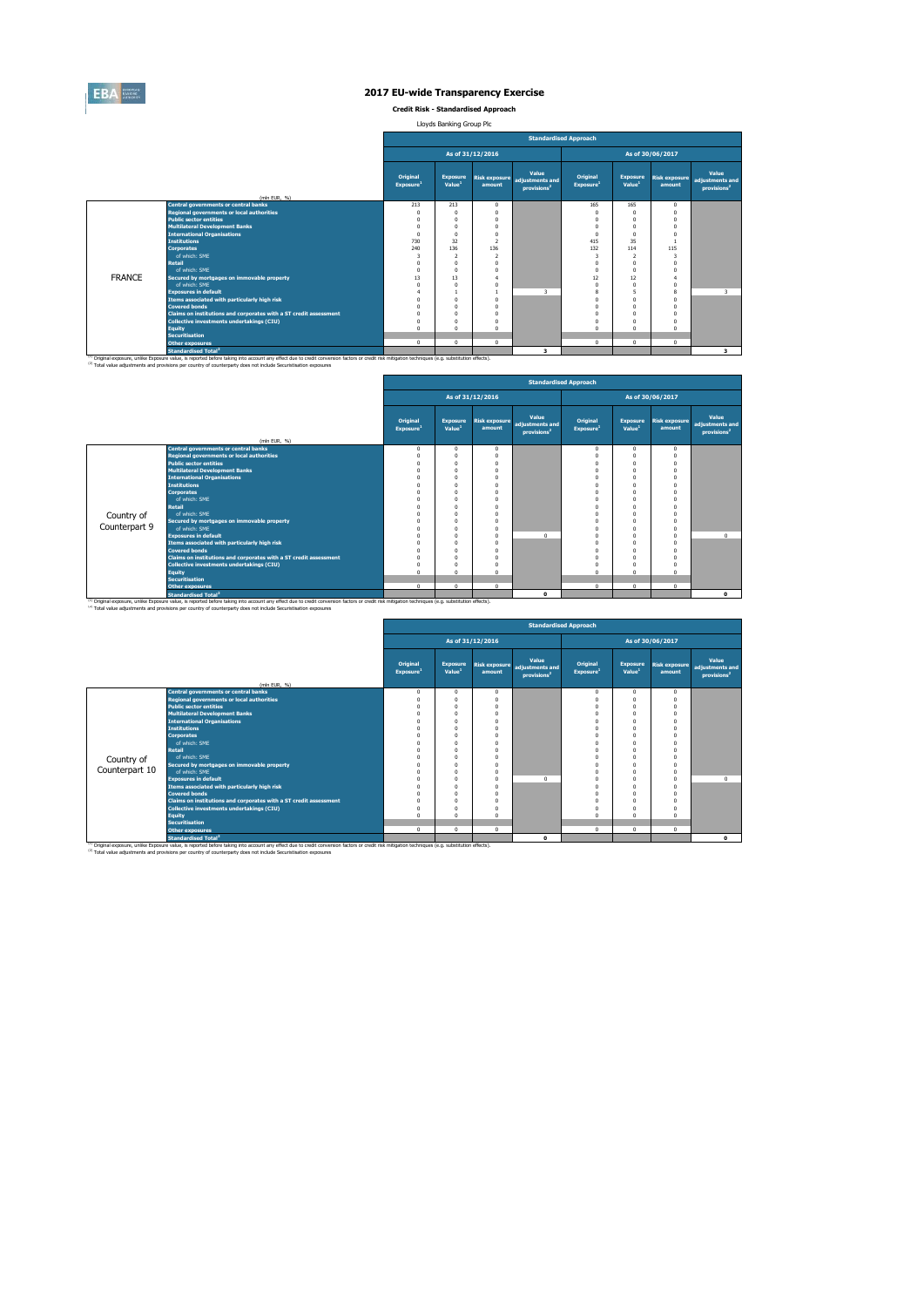# 2017 EU-wide Transparency Exercise

**Credit Risk - Standardised Approach**

Lloyds Banking Group Plc

| | (mln EUR, %) | Standardised Approach | | | | | | | |
|---|---|---|---|---|---|---|---|---|---|
| | | As of 31/12/2016 | | | | As of 30/06/2017 | | | |
| | | Original Exposure[1] | Exposure Value[1] | Risk exposure amount | Value adjustments and provisions[2] | Original Exposure[1] | Exposure Value[1] | Risk exposure amount | Value adjustments and provisions[2] |
| FRANCE | Central governments or central banks | 213 | 213 | 0 | | 165 | 165 | 0 | |
| | Regional governments or local authorities | 0 | 0 | 0 | | 0 | 0 | 0 | |
| | Public sector entities | 0 | 0 | 0 | | 0 | 0 | 0 | |
| | Multilateral Development Banks | 0 | 0 | 0 | | 0 | 0 | 0 | |
| | International Organisations | 0 | 0 | 0 | | 0 | 0 | 0 | |
| | Institutions | 730 | 32 | 2 | | 415 | 35 | 1 | |
| | Corporates | 240 | 136 | 136 | | 132 | 114 | 115 | |
| | of which: SME | 3 | 2 | 2 | | 3 | 2 | 3 | |
| | Retail | 0 | 0 | 0 | | 0 | 0 | 0 | |
| | of which: SME | 0 | 0 | 0 | | 0 | 0 | 0 | |
| | Secured by mortgages on immovable property | 13 | 13 | 4 | | 12 | 12 | 4 | |
| | of which: SME | 0 | 0 | 0 | | 0 | 0 | 0 | |
| | Exposures in default | 4 | 1 | 1 | 3 | 8 | 5 | 8 | 3 |
| | Items associated with particularly high risk | 0 | 0 | 0 | | 0 | 0 | 0 | |
| | Covered bonds | 0 | 0 | 0 | | 0 | 0 | 0 | |
| | Claims on institutions and corporates with a ST credit assessment | 0 | 0 | 0 | | 0 | 0 | 0 | |
| | Collective investments undertakings (CIU) | 0 | 0 | 0 | | 0 | 0 | 0 | |
| | Equity | 0 | 0 | 0 | | 0 | 0 | 0 | |
| | Securitisation | | | | | | | | |
| | Other exposures | 0 | 0 | 0 | | 0 | 0 | 0 | |
| | Standardised Total[2] | | | | 3 | | | | 3 |

[1] Original exposure, unlike Exposure value, is reported before taking into account any effect due to credit conversion factors or credit risk mitigation techniques (e.g. substitution effects).
[2] Total value adjustments and provisions per country of counterparty does not include Securitisation exposures

| | (mln EUR, %) | Standardised Approach | | | | | | | |
|---|---|---|---|---|---|---|---|---|---|
| | | As of 31/12/2016 | | | | As of 30/06/2017 | | | |
| | | Original Exposure[1] | Exposure Value[1] | Risk exposure amount | Value adjustments and provisions[2] | Original Exposure[1] | Exposure Value[1] | Risk exposure amount | Value adjustments and provisions[2] |
| Country of Counterpart 9 | Central governments or central banks | 0 | 0 | 0 | | 0 | 0 | 0 | |
| | Regional governments or local authorities | 0 | 0 | 0 | | 0 | 0 | 0 | |
| | Public sector entities | 0 | 0 | 0 | | 0 | 0 | 0 | |
| | Multilateral Development Banks | 0 | 0 | 0 | | 0 | 0 | 0 | |
| | International Organisations | 0 | 0 | 0 | | 0 | 0 | 0 | |
| | Institutions | 0 | 0 | 0 | | 0 | 0 | 0 | |
| | Corporates | 0 | 0 | 0 | | 0 | 0 | 0 | |
| | of which: SME | 0 | 0 | 0 | | 0 | 0 | 0 | |
| | Retail | 0 | 0 | 0 | | 0 | 0 | 0 | |
| | of which: SME | 0 | 0 | 0 | | 0 | 0 | 0 | |
| | Secured by mortgages on immovable property | 0 | 0 | 0 | | 0 | 0 | 0 | |
| | of which: SME | 0 | 0 | 0 | | 0 | 0 | 0 | |
| | Exposures in default | 0 | 0 | 0 | 0 | 0 | 0 | 0 | 0 |
| | Items associated with particularly high risk | 0 | 0 | 0 | | 0 | 0 | 0 | |
| | Covered bonds | 0 | 0 | 0 | | 0 | 0 | 0 | |
| | Claims on institutions and corporates with a ST credit assessment | 0 | 0 | 0 | | 0 | 0 | 0 | |
| | Collective investments undertakings (CIU) | 0 | 0 | 0 | | 0 | 0 | 0 | |
| | Equity | 0 | 0 | 0 | | 0 | 0 | 0 | |
| | Securitisation | | | | | | | | |
| | Other exposures | 0 | 0 | 0 | | 0 | 0 | 0 | |
| | Standardised Total[2] | | | | 0 | | | | 0 |

[1] Original exposure, unlike Exposure value, is reported before taking into account any effect due to credit conversion factors or credit risk mitigation techniques (e.g. substitution effects).
[2] Total value adjustments and provisions per country of counterparty does not include Securitisation exposures

| | (mln EUR, %) | Standardised Approach | | | | | | | |
|---|---|---|---|---|---|---|---|---|---|
| | | As of 31/12/2016 | | | | As of 30/06/2017 | | | |
| | | Original Exposure[1] | Exposure Value[1] | Risk exposure amount | Value adjustments and provisions[2] | Original Exposure[1] | Exposure Value[1] | Risk exposure amount | Value adjustments and provisions[2] |
| Country of Counterpart 10 | Central governments or central banks | 0 | 0 | 0 | | 0 | 0 | 0 | |
| | Regional governments or local authorities | 0 | 0 | 0 | | 0 | 0 | 0 | |
| | Public sector entities | 0 | 0 | 0 | | 0 | 0 | 0 | |
| | Multilateral Development Banks | 0 | 0 | 0 | | 0 | 0 | 0 | |
| | International Organisations | 0 | 0 | 0 | | 0 | 0 | 0 | |
| | Institutions | 0 | 0 | 0 | | 0 | 0 | 0 | |
| | Corporates | 0 | 0 | 0 | | 0 | 0 | 0 | |
| | of which: SME | 0 | 0 | 0 | | 0 | 0 | 0 | |
| | Retail | 0 | 0 | 0 | | 0 | 0 | 0 | |
| | of which: SME | 0 | 0 | 0 | | 0 | 0 | 0 | |
| | Secured by mortgages on immovable property | 0 | 0 | 0 | | 0 | 0 | 0 | |
| | of which: SME | 0 | 0 | 0 | | 0 | 0 | 0 | |
| | Exposures in default | 0 | 0 | 0 | 0 | 0 | 0 | 0 | 0 |
| | Items associated with particularly high risk | 0 | 0 | 0 | | 0 | 0 | 0 | |
| | Covered bonds | 0 | 0 | 0 | | 0 | 0 | 0 | |
| | Claims on institutions and corporates with a ST credit assessment | 0 | 0 | 0 | | 0 | 0 | 0 | |
| | Collective investments undertakings (CIU) | 0 | 0 | 0 | | 0 | 0 | 0 | |
| | Equity | 0 | 0 | 0 | | 0 | 0 | 0 | |
| | Securitisation | | | | | | | | |
| | Other exposures | 0 | 0 | 0 | | 0 | 0 | 0 | |
| | Standardised Total[2] | | | | 0 | | | | 0 |

[1] Original exposure, unlike Exposure value, is reported before taking into account any effect due to credit conversion factors or credit risk mitigation techniques (e.g. substitution effects).
[2] Total value adjustments and provisions per country of counterparty does not include Securitisation exposures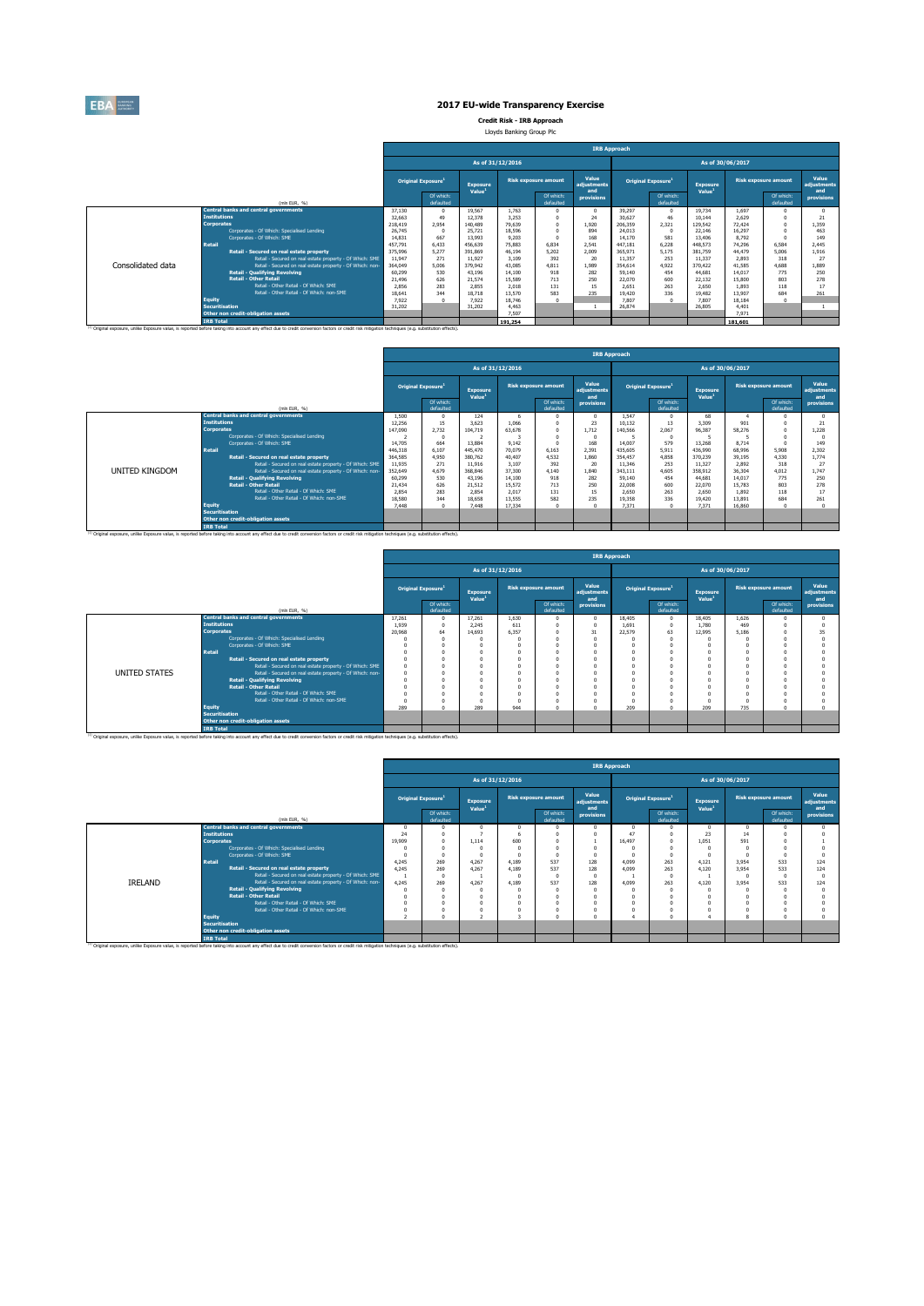# 2017 EU-wide Transparency Exercise

**Credit Risk - IRB Approach**

Lloyds Banking Group Plc

| | (mln EUR, %) | As of 31/12/2016 Original Exposure[1] | Of which: defaulted | Exposure Value[1] | Risk exposure amount | Of which: defaulted | Value adjustments and provisions | As of 30/06/2017 Original Exposure[1] | Of which: defaulted | Exposure Value[1] | Risk exposure amount | Of which: defaulted | Value adjustments and provisions |
|---|---|---|---|---|---|---|---|---|---|---|---|---|---|
| Consolidated data | Central banks and central governments | 37,130 | 0 | 19,567 | 1,763 | 0 | 0 | 39,297 | 0 | 19,734 | 1,697 | 0 | 0 |
| | Institutions | 32,663 | 49 | 12,378 | 3,253 | 0 | 24 | 30,627 | 46 | 10,144 | 2,629 | 0 | 21 |
| | Corporates | 218,419 | 2,954 | 140,489 | 79,639 | 0 | 1,920 | 206,359 | 2,321 | 129,542 | 72,424 | 0 | 1,359 |
| | Corporates - Of Which: Specialised Lending | 26,745 | 0 | 25,721 | 18,596 | 0 | 894 | 24,013 | 0 | 22,146 | 16,297 | 0 | 463 |
| | Corporates - Of Which: SME | 14,831 | 667 | 13,993 | 9,203 | 0 | 168 | 14,170 | 581 | 13,406 | 8,792 | 0 | 149 |
| | Retail | 457,791 | 6,433 | 456,639 | 75,883 | 6,834 | 2,541 | 447,181 | 6,228 | 448,573 | 74,296 | 6,584 | 2,445 |
| | Retail - Secured on real estate property | 375,996 | 5,277 | 391,869 | 46,194 | 5,202 | 2,009 | 365,971 | 5,175 | 381,759 | 44,479 | 5,006 | 1,916 |
| | Retail - Secured on real estate property - Of Which: SME | 11,947 | 271 | 11,927 | 3,109 | 392 | 20 | 11,357 | 253 | 11,337 | 2,893 | 318 | 27 |
| | Retail - Secured on real estate property - Of Which: non-SME | 364,049 | 5,006 | 379,942 | 43,085 | 4,811 | 1,989 | 354,614 | 4,922 | 370,422 | 41,585 | 4,688 | 1,889 |
| | Retail - Qualifying Revolving | 60,299 | 530 | 43,196 | 14,100 | 918 | 282 | 59,140 | 454 | 44,681 | 14,017 | 775 | 250 |
| | Retail - Other Retail | 21,496 | 626 | 21,574 | 15,589 | 713 | 250 | 22,070 | 600 | 22,132 | 15,800 | 803 | 278 |
| | Retail - Other Retail - Of Which: SME | 2,856 | 283 | 2,855 | 2,018 | 131 | 15 | 2,651 | 263 | 2,650 | 1,893 | 118 | 17 |
| | Retail - Other Retail - Of Which: non-SME | 18,641 | 344 | 18,718 | 13,570 | 583 | 235 | 19,420 | 336 | 19,482 | 13,907 | 684 | 261 |
| | Equity | 7,922 | 0 | 7,922 | 18,746 | 0 | | 7,807 | 0 | 7,807 | 18,184 | 0 | |
| | Securitisation | 31,202 | | 31,202 | 4,463 | | 1 | 26,874 | | 26,805 | 4,401 | | 1 |
| | Other non credit-obligation assets | | | | 7,507 | | | | | | 7,971 | | |
| | IRB Total | | | | 191,254 | | | | | | 181,601 | | |

(1) Original exposure, unlike Exposure value, is reported before taking into account any effect due to credit conversion factors or credit risk mitigation techniques (e.g. substitution effects).

| | (mln EUR, %) | As of 31/12/2016 Original Exposure[1] | Of which: defaulted | Exposure Value[1] | Risk exposure amount | Of which: defaulted | Value adjustments and provisions | As of 30/06/2017 Original Exposure[1] | Of which: defaulted | Exposure Value[1] | Risk exposure amount | Of which: defaulted | Value adjustments and provisions |
|---|---|---|---|---|---|---|---|---|---|---|---|---|---|
| UNITED KINGDOM | Central banks and central governments | 1,500 | 0 | 124 | 6 | 0 | 0 | 1,547 | 0 | 68 | 4 | 0 | 0 |
| | Institutions | 12,256 | 15 | 3,623 | 1,066 | 0 | 23 | 10,132 | 13 | 3,309 | 901 | 0 | 21 |
| | Corporates | 147,090 | 2,732 | 104,719 | 63,678 | 0 | 1,712 | 140,566 | 2,067 | 96,387 | 58,276 | 0 | 1,228 |
| | Corporates - Of Which: Specialised Lending | 2 | 0 | 2 | 3 | 0 | 0 | 5 | 0 | 5 | 5 | 0 | 0 |
| | Corporates - Of Which: SME | 14,705 | 664 | 13,884 | 9,142 | 0 | 168 | 14,007 | 579 | 13,268 | 8,714 | 0 | 149 |
| | Retail | 446,318 | 6,107 | 445,470 | 70,079 | 6,163 | 2,391 | 435,605 | 5,911 | 436,990 | 68,996 | 5,908 | 2,302 |
| | Retail - Secured on real estate property | 364,585 | 4,950 | 380,762 | 40,407 | 4,532 | 1,860 | 354,457 | 4,858 | 370,239 | 39,195 | 4,330 | 1,774 |
| | Retail - Secured on real estate property - Of Which: SME | 11,935 | 271 | 11,916 | 3,107 | 392 | 20 | 11,346 | 253 | 11,327 | 2,892 | 318 | 27 |
| | Retail - Secured on real estate property - Of Which: non-SME | 352,649 | 4,679 | 368,846 | 37,300 | 4,140 | 1,840 | 343,111 | 4,605 | 358,912 | 36,304 | 4,012 | 1,747 |
| | Retail - Qualifying Revolving | 60,299 | 530 | 43,196 | 14,100 | 918 | 282 | 59,140 | 454 | 44,681 | 14,017 | 775 | 250 |
| | Retail - Other Retail | 21,434 | 626 | 21,512 | 15,572 | 713 | 250 | 22,008 | 600 | 22,070 | 15,783 | 803 | 278 |
| | Retail - Other Retail - Of Which: SME | 2,854 | 283 | 2,854 | 2,017 | 131 | 15 | 2,650 | 263 | 2,650 | 1,892 | 118 | 17 |
| | Retail - Other Retail - Of Which: non-SME | 18,580 | 344 | 18,658 | 13,555 | 582 | 235 | 19,358 | 336 | 19,420 | 13,891 | 684 | 261 |
| | Equity | 7,448 | 0 | 7,448 | 17,334 | 0 | 0 | 7,371 | 0 | 7,371 | 16,860 | 0 | 0 |
| | Securitisation | | | | | | | | | | | | |
| | Other non credit-obligation assets | | | | | | | | | | | | |
| | IRB Total | | | | | | | | | | | | |

(1) Original exposure, unlike Exposure value, is reported before taking into account any effect due to credit conversion factors or credit risk mitigation techniques (e.g. substitution effects).

| | (mln EUR, %) | As of 31/12/2016 Original Exposure[1] | Of which: defaulted | Exposure Value[1] | Risk exposure amount | Of which: defaulted | Value adjustments and provisions | As of 30/06/2017 Original Exposure[1] | Of which: defaulted | Exposure Value[1] | Risk exposure amount | Of which: defaulted | Value adjustments and provisions |
|---|---|---|---|---|---|---|---|---|---|---|---|---|---|
| UNITED STATES | Central banks and central governments | 17,261 | 0 | 17,261 | 1,630 | 0 | 0 | 18,405 | 0 | 18,405 | 1,626 | 0 | 0 |
| | Institutions | 1,939 | 0 | 2,245 | 611 | 0 | 0 | 1,691 | 0 | 1,780 | 469 | 0 | 0 |
| | Corporates | 20,968 | 64 | 14,693 | 6,357 | 0 | 31 | 22,579 | 63 | 12,995 | 5,186 | 0 | 35 |
| | Corporates - Of Which: Specialised Lending | 0 | 0 | 0 | 0 | 0 | 0 | 0 | 0 | 0 | 0 | 0 | 0 |
| | Corporates - Of Which: SME | 0 | 0 | 0 | 0 | 0 | 0 | 0 | 0 | 0 | 0 | 0 | 0 |
| | Retail | 0 | 0 | 0 | 0 | 0 | 0 | 0 | 0 | 0 | 0 | 0 | 0 |
| | Retail - Secured on real estate property | 0 | 0 | 0 | 0 | 0 | 0 | 0 | 0 | 0 | 0 | 0 | 0 |
| | Retail - Secured on real estate property - Of Which: SME | 0 | 0 | 0 | 0 | 0 | 0 | 0 | 0 | 0 | 0 | 0 | 0 |
| | Retail - Secured on real estate property - Of Which: non-SME | 0 | 0 | 0 | 0 | 0 | 0 | 0 | 0 | 0 | 0 | 0 | 0 |
| | Retail - Qualifying Revolving | 0 | 0 | 0 | 0 | 0 | 0 | 0 | 0 | 0 | 0 | 0 | 0 |
| | Retail - Other Retail | 0 | 0 | 0 | 0 | 0 | 0 | 0 | 0 | 0 | 0 | 0 | 0 |
| | Retail - Other Retail - Of Which: SME | 0 | 0 | 0 | 0 | 0 | 0 | 0 | 0 | 0 | 0 | 0 | 0 |
| | Retail - Other Retail - Of Which: non-SME | 0 | 0 | 0 | 0 | 0 | 0 | 0 | 0 | 0 | 0 | 0 | 0 |
| | Equity | 289 | 0 | 289 | 944 | 0 | 0 | 209 | 0 | 209 | 735 | 0 | 0 |
| | Securitisation | | | | | | | | | | | | |
| | Other non credit-obligation assets | | | | | | | | | | | | |
| | IRB Total | | | | | | | | | | | | |

(1) Original exposure, unlike Exposure value, is reported before taking into account any effect due to credit conversion factors or credit risk mitigation techniques (e.g. substitution effects).

| | (mln EUR, %) | As of 31/12/2016 Original Exposure[1] | Of which: defaulted | Exposure Value[1] | Risk exposure amount | Of which: defaulted | Value adjustments and provisions | As of 30/06/2017 Original Exposure[1] | Of which: defaulted | Exposure Value[1] | Risk exposure amount | Of which: defaulted | Value adjustments and provisions |
|---|---|---|---|---|---|---|---|---|---|---|---|---|---|
| IRELAND | Central banks and central governments | 0 | 0 | 0 | 0 | 0 | 0 | 0 | 0 | 0 | 0 | 0 | 0 |
| | Institutions | 24 | 0 | 7 | 6 | 0 | 0 | 47 | 0 | 23 | 14 | 0 | 0 |
| | Corporates | 19,909 | 0 | 1,114 | 600 | 0 | 1 | 16,497 | 0 | 1,051 | 591 | 0 | 1 |
| | Corporates - Of Which: Specialised Lending | 0 | 0 | 0 | 0 | 0 | 0 | 0 | 0 | 0 | 0 | 0 | 0 |
| | Corporates - Of Which: SME | 0 | 0 | 0 | 0 | 0 | 0 | 0 | 0 | 0 | 0 | 0 | 0 |
| | Retail | 4,245 | 269 | 4,267 | 4,189 | 537 | 128 | 4,099 | 263 | 4,121 | 3,954 | 533 | 124 |
| | Retail - Secured on real estate property | 4,245 | 269 | 4,267 | 4,189 | 537 | 128 | 4,099 | 263 | 4,120 | 3,954 | 533 | 124 |
| | Retail - Secured on real estate property - Of Which: SME | 1 | 0 | 1 | 0 | 0 | 0 | 1 | 0 | 1 | 0 | 0 | 0 |
| | Retail - Secured on real estate property - Of Which: non-SME | 4,245 | 269 | 4,267 | 4,189 | 537 | 128 | 4,099 | 263 | 4,120 | 3,954 | 533 | 124 |
| | Retail - Qualifying Revolving | 0 | 0 | 0 | 0 | 0 | 0 | 0 | 0 | 0 | 0 | 0 | 0 |
| | Retail - Other Retail | 0 | 0 | 0 | 0 | 0 | 0 | 0 | 0 | 0 | 0 | 0 | 0 |
| | Retail - Other Retail - Of Which: SME | 0 | 0 | 0 | 0 | 0 | 0 | 0 | 0 | 0 | 0 | 0 | 0 |
| | Retail - Other Retail - Of Which: non-SME | 0 | 0 | 0 | 0 | 0 | 0 | 0 | 0 | 0 | 0 | 0 | 0 |
| | Equity | 2 | 0 | 2 | 3 | 0 | 0 | 4 | 0 | 4 | 8 | 0 | 0 |
| | Securitisation | | | | | | | | | | | | |
| | Other non credit-obligation assets | | | | | | | | | | | | |
| | IRB Total | | | | | | | | | | | | |

(1) Original exposure, unlike Exposure value, is reported before taking into account any effect due to credit conversion factors or credit risk mitigation techniques (e.g. substitution effects).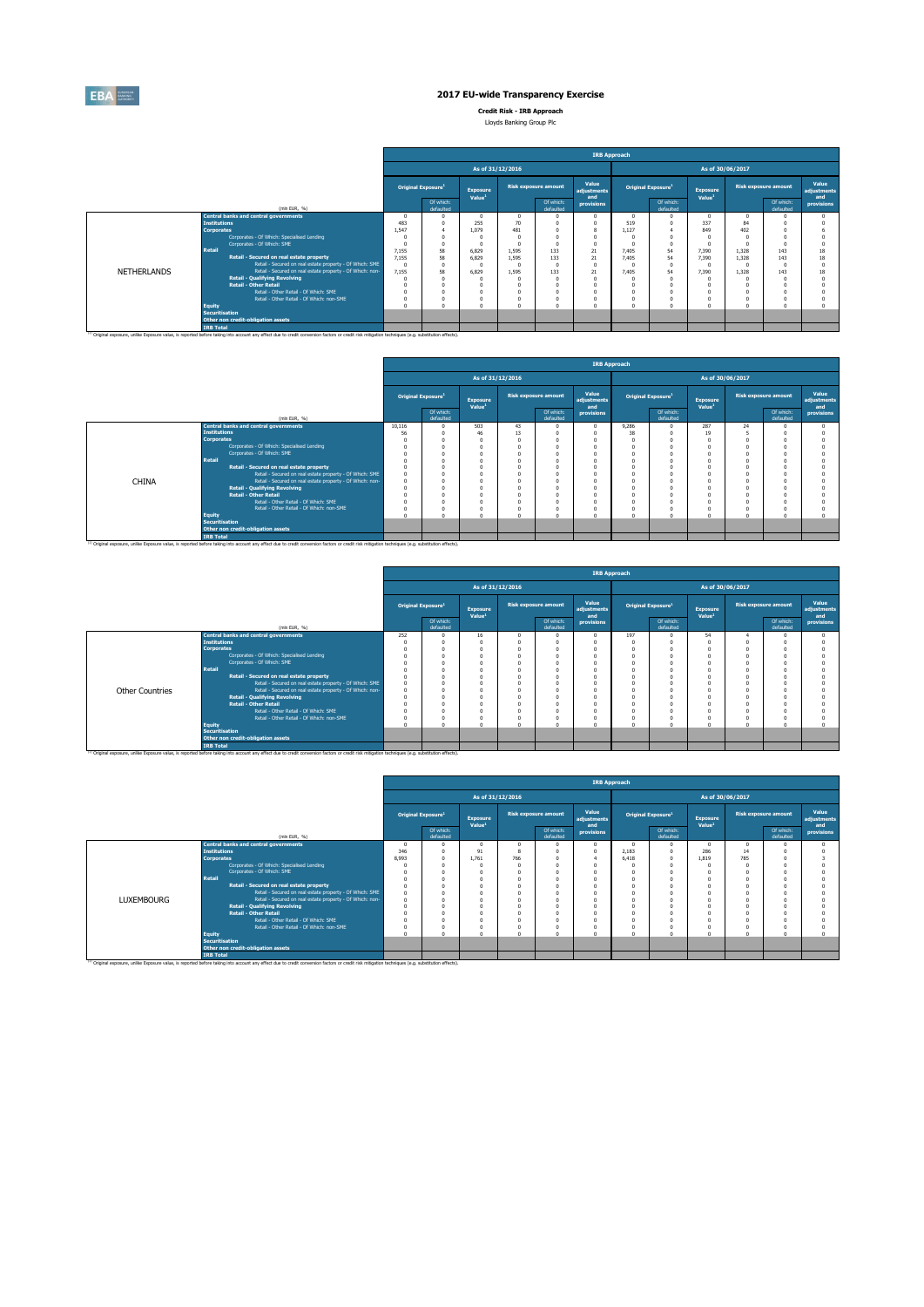# 2017 EU-wide Transparency Exercise

**Credit Risk - IRB Approach**

Lloyds Banking Group Plc

| | (mln EUR, %) | IRB Approach | | | | | | | | | | | |
|---|---|---|---|---|---|---|---|---|---|---|---|---|---|
| | | As of 31/12/2016 | | | | | | As of 30/06/2017 | | | | | |
| | | Original Exposure[1] | | Exposure Value[1] | Risk exposure amount | | Value adjustments and provisions | Original Exposure[1] | | Exposure Value[1] | Risk exposure amount | | Value adjustments and provisions |
| | | | Of which: defaulted | | | Of which: defaulted | | | Of which: defaulted | | | Of which: defaulted | |
| NETHERLANDS | Central banks and central governments | 0 | 0 | 0 | 0 | 0 | 0 | 0 | 0 | 0 | 0 | 0 | 0 |
| | Institutions | 483 | 0 | 255 | 70 | 0 | 0 | 519 | 0 | 337 | 84 | 0 | 0 |
| | Corporates | 1,547 | 4 | 1,079 | 481 | 0 | 8 | 1,127 | 4 | 849 | 402 | 0 | 6 |
| | Corporates - Of Which: Specialised Lending | 0 | 0 | 0 | 0 | 0 | 0 | 0 | 0 | 0 | 0 | 0 | 0 |
| | Corporates - Of Which: SME | 0 | 0 | 0 | 0 | 0 | 0 | 0 | 0 | 0 | 0 | 0 | 0 |
| | Retail | 7,155 | 58 | 6,829 | 1,595 | 133 | 21 | 7,405 | 54 | 7,390 | 1,328 | 143 | 18 |
| | Retail - Secured on real estate property | 7,155 | 58 | 6,829 | 1,595 | 133 | 21 | 7,405 | 54 | 7,390 | 1,328 | 143 | 18 |
| | Retail - Secured on real estate property - Of Which: SME | 0 | 0 | 0 | 0 | 0 | 0 | 0 | 0 | 0 | 0 | 0 | 0 |
| | Retail - Secured on real estate property - Of Which: non-SME | 7,155 | 58 | 6,829 | 1,595 | 133 | 21 | 7,405 | 54 | 7,390 | 1,328 | 143 | 18 |
| | Retail - Qualifying Revolving | 0 | 0 | 0 | 0 | 0 | 0 | 0 | 0 | 0 | 0 | 0 | 0 |
| | Retail - Other Retail | 0 | 0 | 0 | 0 | 0 | 0 | 0 | 0 | 0 | 0 | 0 | 0 |
| | Retail - Other Retail - Of Which: SME | 0 | 0 | 0 | 0 | 0 | 0 | 0 | 0 | 0 | 0 | 0 | 0 |
| | Retail - Other Retail - Of Which: non-SME | 0 | 0 | 0 | 0 | 0 | 0 | 0 | 0 | 0 | 0 | 0 | 0 |
| | Equity | 0 | 0 | 0 | 0 | 0 | 0 | 0 | 0 | 0 | 0 | 0 | 0 |
| | Securitisation | | | | | | | | | | | | |
| | Other non credit-obligation assets | | | | | | | | | | | | |
| | IRB Total | | | | | | | | | | | | |

[1] Original exposure, unlike Exposure value, is reported before taking into account any effect due to credit conversion factors or credit risk mitigation techniques (e.g. substitution effects).

| | (mln EUR, %) | IRB Approach | | | | | | | | | | | |
|---|---|---|---|---|---|---|---|---|---|---|---|---|---|
| | | As of 31/12/2016 | | | | | | As of 30/06/2017 | | | | | |
| | | Original Exposure[1] | | Exposure Value[1] | Risk exposure amount | | Value adjustments and provisions | Original Exposure[1] | | Exposure Value[1] | Risk exposure amount | | Value adjustments and provisions |
| | | | Of which: defaulted | | | Of which: defaulted | | | Of which: defaulted | | | Of which: defaulted | |
| CHINA | Central banks and central governments | 10,116 | 0 | 503 | 43 | 0 | 0 | 9,286 | 0 | 287 | 24 | 0 | 0 |
| | Institutions | 56 | 0 | 46 | 13 | 0 | 0 | 38 | 0 | 19 | 5 | 0 | 0 |
| | Corporates | 0 | 0 | 0 | 0 | 0 | 0 | 0 | 0 | 0 | 0 | 0 | 0 |
| | Corporates - Of Which: Specialised Lending | 0 | 0 | 0 | 0 | 0 | 0 | 0 | 0 | 0 | 0 | 0 | 0 |
| | Corporates - Of Which: SME | 0 | 0 | 0 | 0 | 0 | 0 | 0 | 0 | 0 | 0 | 0 | 0 |
| | Retail | 0 | 0 | 0 | 0 | 0 | 0 | 0 | 0 | 0 | 0 | 0 | 0 |
| | Retail - Secured on real estate property | 0 | 0 | 0 | 0 | 0 | 0 | 0 | 0 | 0 | 0 | 0 | 0 |
| | Retail - Secured on real estate property - Of Which: SME | 0 | 0 | 0 | 0 | 0 | 0 | 0 | 0 | 0 | 0 | 0 | 0 |
| | Retail - Secured on real estate property - Of Which: non-SME | 0 | 0 | 0 | 0 | 0 | 0 | 0 | 0 | 0 | 0 | 0 | 0 |
| | Retail - Qualifying Revolving | 0 | 0 | 0 | 0 | 0 | 0 | 0 | 0 | 0 | 0 | 0 | 0 |
| | Retail - Other Retail | 0 | 0 | 0 | 0 | 0 | 0 | 0 | 0 | 0 | 0 | 0 | 0 |
| | Retail - Other Retail - Of Which: SME | 0 | 0 | 0 | 0 | 0 | 0 | 0 | 0 | 0 | 0 | 0 | 0 |
| | Retail - Other Retail - Of Which: non-SME | 0 | 0 | 0 | 0 | 0 | 0 | 0 | 0 | 0 | 0 | 0 | 0 |
| | Equity | 0 | 0 | 0 | 0 | 0 | 0 | 0 | 0 | 0 | 0 | 0 | 0 |
| | Securitisation | | | | | | | | | | | | |
| | Other non credit-obligation assets | | | | | | | | | | | | |
| | IRB Total | | | | | | | | | | | | |

[1] Original exposure, unlike Exposure value, is reported before taking into account any effect due to credit conversion factors or credit risk mitigation techniques (e.g. substitution effects).

| | (mln EUR, %) | IRB Approach | | | | | | | | | | | |
|---|---|---|---|---|---|---|---|---|---|---|---|---|---|
| | | As of 31/12/2016 | | | | | | As of 30/06/2017 | | | | | |
| | | Original Exposure[1] | | Exposure Value[1] | Risk exposure amount | | Value adjustments and provisions | Original Exposure[1] | | Exposure Value[1] | Risk exposure amount | | Value adjustments and provisions |
| | | | Of which: defaulted | | | Of which: defaulted | | | Of which: defaulted | | | Of which: defaulted | |
| Other Countries | Central banks and central governments | 252 | 0 | 16 | 0 | 0 | 0 | 197 | 0 | 54 | 4 | 0 | 0 |
| | Institutions | 0 | 0 | 0 | 0 | 0 | 0 | 0 | 0 | 0 | 0 | 0 | 0 |
| | Corporates | 0 | 0 | 0 | 0 | 0 | 0 | 0 | 0 | 0 | 0 | 0 | 0 |
| | Corporates - Of Which: Specialised Lending | 0 | 0 | 0 | 0 | 0 | 0 | 0 | 0 | 0 | 0 | 0 | 0 |
| | Corporates - Of Which: SME | 0 | 0 | 0 | 0 | 0 | 0 | 0 | 0 | 0 | 0 | 0 | 0 |
| | Retail | 0 | 0 | 0 | 0 | 0 | 0 | 0 | 0 | 0 | 0 | 0 | 0 |
| | Retail - Secured on real estate property | 0 | 0 | 0 | 0 | 0 | 0 | 0 | 0 | 0 | 0 | 0 | 0 |
| | Retail - Secured on real estate property - Of Which: SME | 0 | 0 | 0 | 0 | 0 | 0 | 0 | 0 | 0 | 0 | 0 | 0 |
| | Retail - Secured on real estate property - Of Which: non-SME | 0 | 0 | 0 | 0 | 0 | 0 | 0 | 0 | 0 | 0 | 0 | 0 |
| | Retail - Qualifying Revolving | 0 | 0 | 0 | 0 | 0 | 0 | 0 | 0 | 0 | 0 | 0 | 0 |
| | Retail - Other Retail | 0 | 0 | 0 | 0 | 0 | 0 | 0 | 0 | 0 | 0 | 0 | 0 |
| | Retail - Other Retail - Of Which: SME | 0 | 0 | 0 | 0 | 0 | 0 | 0 | 0 | 0 | 0 | 0 | 0 |
| | Retail - Other Retail - Of Which: non-SME | 0 | 0 | 0 | 0 | 0 | 0 | 0 | 0 | 0 | 0 | 0 | 0 |
| | Equity | 0 | 0 | 0 | 0 | 0 | 0 | 0 | 0 | 0 | 0 | 0 | 0 |
| | Securitisation | | | | | | | | | | | | |
| | Other non credit-obligation assets | | | | | | | | | | | | |
| | IRB Total | | | | | | | | | | | | |

[1] Original exposure, unlike Exposure value, is reported before taking into account any effect due to credit conversion factors or credit risk mitigation techniques (e.g. substitution effects).

| | (mln EUR, %) | IRB Approach | | | | | | | | | | | |
|---|---|---|---|---|---|---|---|---|---|---|---|---|---|
| | | As of 31/12/2016 | | | | | | As of 30/06/2017 | | | | | |
| | | Original Exposure[1] | | Exposure Value[1] | Risk exposure amount | | Value adjustments and provisions | Original Exposure[1] | | Exposure Value[1] | Risk exposure amount | | Value adjustments and provisions |
| | | | Of which: defaulted | | | Of which: defaulted | | | Of which: defaulted | | | Of which: defaulted | |
| LUXEMBOURG | Central banks and central governments | 0 | 0 | 0 | 0 | 0 | 0 | 0 | 0 | 0 | 0 | 0 | 0 |
| | Institutions | 346 | 0 | 91 | 8 | 0 | 0 | 2,183 | 0 | 286 | 14 | 0 | 0 |
| | Corporates | 8,993 | 0 | 1,761 | 766 | 0 | 4 | 6,418 | 0 | 1,819 | 785 | 0 | 3 |
| | Corporates - Of Which: Specialised Lending | 0 | 0 | 0 | 0 | 0 | 0 | 0 | 0 | 0 | 0 | 0 | 0 |
| | Corporates - Of Which: SME | 0 | 0 | 0 | 0 | 0 | 0 | 0 | 0 | 0 | 0 | 0 | 0 |
| | Retail | 0 | 0 | 0 | 0 | 0 | 0 | 0 | 0 | 0 | 0 | 0 | 0 |
| | Retail - Secured on real estate property | 0 | 0 | 0 | 0 | 0 | 0 | 0 | 0 | 0 | 0 | 0 | 0 |
| | Retail - Secured on real estate property - Of Which: SME | 0 | 0 | 0 | 0 | 0 | 0 | 0 | 0 | 0 | 0 | 0 | 0 |
| | Retail - Secured on real estate property - Of Which: non-SME | 0 | 0 | 0 | 0 | 0 | 0 | 0 | 0 | 0 | 0 | 0 | 0 |
| | Retail - Qualifying Revolving | 0 | 0 | 0 | 0 | 0 | 0 | 0 | 0 | 0 | 0 | 0 | 0 |
| | Retail - Other Retail | 0 | 0 | 0 | 0 | 0 | 0 | 0 | 0 | 0 | 0 | 0 | 0 |
| | Retail - Other Retail - Of Which: SME | 0 | 0 | 0 | 0 | 0 | 0 | 0 | 0 | 0 | 0 | 0 | 0 |
| | Retail - Other Retail - Of Which: non-SME | 0 | 0 | 0 | 0 | 0 | 0 | 0 | 0 | 0 | 0 | 0 | 0 |
| | Equity | 0 | 0 | 0 | 0 | 0 | 0 | 0 | 0 | 0 | 0 | 0 | 0 |
| | Securitisation | | | | | | | | | | | | |
| | Other non credit-obligation assets | | | | | | | | | | | | |
| | IRB Total | | | | | | | | | | | | |

[1] Original exposure, unlike Exposure value, is reported before taking into account any effect due to credit conversion factors or credit risk mitigation techniques (e.g. substitution effects).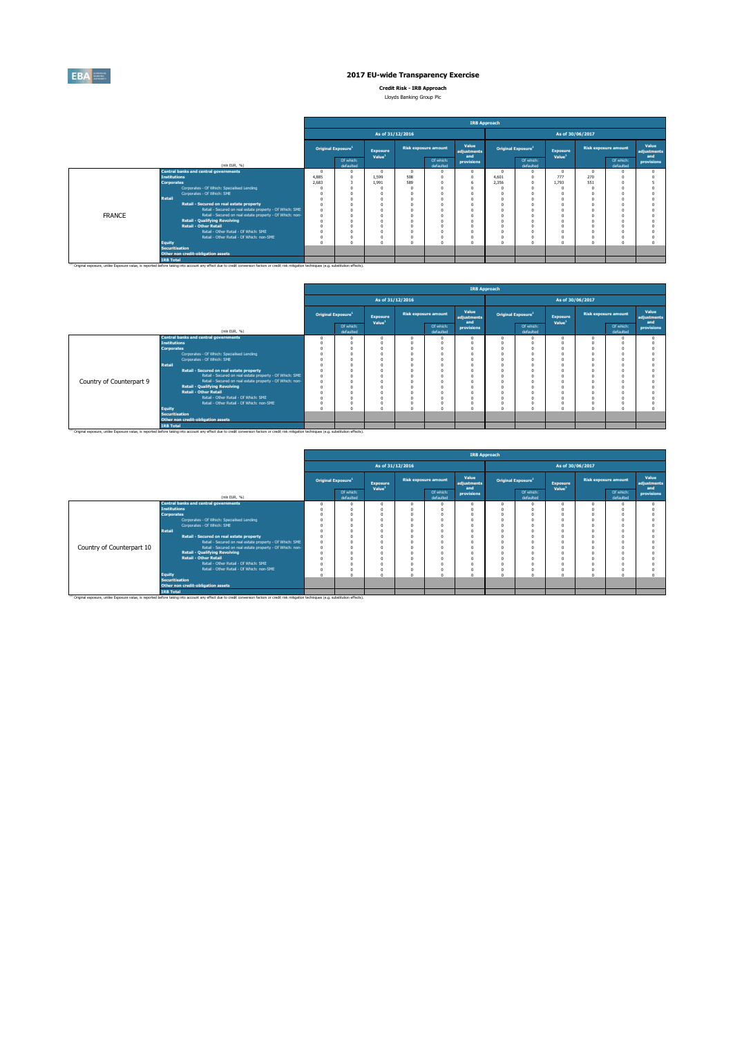# 2017 EU-wide Transparency Exercise

**Credit Risk - IRB Approach**

Lloyds Banking Group Plc

| | (mln EUR, %) | IRB Approach | | | | | | | | | | | |
|---|---|---|---|---|---|---|---|---|---|---|---|---|---|
| | | As of 31/12/2016 | | | | | | As of 30/06/2017 | | | | | |
| | | Original Exposure[1] | | Exposure Value[1] | Risk exposure amount | | Value adjustments and provisions | Original Exposure[1] | | Exposure Value[1] | Risk exposure amount | | Value adjustments and provisions |
| | | | Of which: defaulted | | | Of which: defaulted | | | Of which: defaulted | | | Of which: defaulted | |
| FRANCE | Central banks and central governments | 0 | 0 | 0 | 0 | 0 | 0 | 0 | 0 | 0 | 0 | 0 | 0 |
| | Institutions | 4,885 | 0 | 1,599 | 508 | 0 | 0 | 4,601 | 0 | 777 | 270 | 0 | 0 |
| | Corporates | 2,683 | 3 | 1,991 | 589 | 0 | 6 | 2,356 | 0 | 1,793 | 551 | 0 | 5 |
| | Corporates - Of Which: Specialised Lending | 0 | 0 | 0 | 0 | 0 | 0 | 0 | 0 | 0 | 0 | 0 | 0 |
| | Corporates - Of Which: SME | 0 | 0 | 0 | 0 | 0 | 0 | 0 | 0 | 0 | 0 | 0 | 0 |
| | Retail | 0 | 0 | 0 | 0 | 0 | 0 | 0 | 0 | 0 | 0 | 0 | 0 |
| | Retail - Secured on real estate property | 0 | 0 | 0 | 0 | 0 | 0 | 0 | 0 | 0 | 0 | 0 | 0 |
| | Retail - Secured on real estate property - Of Which: SME | 0 | 0 | 0 | 0 | 0 | 0 | 0 | 0 | 0 | 0 | 0 | 0 |
| | Retail - Secured on real estate property - Of Which: non-SME | 0 | 0 | 0 | 0 | 0 | 0 | 0 | 0 | 0 | 0 | 0 | 0 |
| | Retail - Qualifying Revolving | 0 | 0 | 0 | 0 | 0 | 0 | 0 | 0 | 0 | 0 | 0 | 0 |
| | Retail - Other Retail | 0 | 0 | 0 | 0 | 0 | 0 | 0 | 0 | 0 | 0 | 0 | 0 |
| | Retail - Other Retail - Of Which: SME | 0 | 0 | 0 | 0 | 0 | 0 | 0 | 0 | 0 | 0 | 0 | 0 |
| | Retail - Other Retail - Of Which: non-SME | 0 | 0 | 0 | 0 | 0 | 0 | 0 | 0 | 0 | 0 | 0 | 0 |
| | Equity | 0 | 0 | 0 | 0 | 0 | 0 | 0 | 0 | 0 | 0 | 0 | 0 |
| | Securitisation | | | | | | | | | | | | |
| | Other non credit-obligation assets | | | | | | | | | | | | |
| | IRB Total | | | | | | | | | | | | |

[1] Original exposure, unlike Exposure value, is reported before taking into account any effect due to credit conversion factors or credit risk mitigation techniques (e.g. substitution effects).

| | (mln EUR, %) | IRB Approach | | | | | | | | | | | |
|---|---|---|---|---|---|---|---|---|---|---|---|---|---|
| | | As of 31/12/2016 | | | | | | As of 30/06/2017 | | | | | |
| | | Original Exposure[1] | | Exposure Value[1] | Risk exposure amount | | Value adjustments and provisions | Original Exposure[1] | | Exposure Value[1] | Risk exposure amount | | Value adjustments and provisions |
| | | | Of which: defaulted | | | Of which: defaulted | | | Of which: defaulted | | | Of which: defaulted | |
| Country of Counterpart 9 | Central banks and central governments | 0 | 0 | 0 | 0 | 0 | 0 | 0 | 0 | 0 | 0 | 0 | 0 |
| | Institutions | 0 | 0 | 0 | 0 | 0 | 0 | 0 | 0 | 0 | 0 | 0 | 0 |
| | Corporates | 0 | 0 | 0 | 0 | 0 | 0 | 0 | 0 | 0 | 0 | 0 | 0 |
| | Corporates - Of Which: Specialised Lending | 0 | 0 | 0 | 0 | 0 | 0 | 0 | 0 | 0 | 0 | 0 | 0 |
| | Corporates - Of Which: SME | 0 | 0 | 0 | 0 | 0 | 0 | 0 | 0 | 0 | 0 | 0 | 0 |
| | Retail | 0 | 0 | 0 | 0 | 0 | 0 | 0 | 0 | 0 | 0 | 0 | 0 |
| | Retail - Secured on real estate property | 0 | 0 | 0 | 0 | 0 | 0 | 0 | 0 | 0 | 0 | 0 | 0 |
| | Retail - Secured on real estate property - Of Which: SME | 0 | 0 | 0 | 0 | 0 | 0 | 0 | 0 | 0 | 0 | 0 | 0 |
| | Retail - Secured on real estate property - Of Which: non-SME | 0 | 0 | 0 | 0 | 0 | 0 | 0 | 0 | 0 | 0 | 0 | 0 |
| | Retail - Qualifying Revolving | 0 | 0 | 0 | 0 | 0 | 0 | 0 | 0 | 0 | 0 | 0 | 0 |
| | Retail - Other Retail | 0 | 0 | 0 | 0 | 0 | 0 | 0 | 0 | 0 | 0 | 0 | 0 |
| | Retail - Other Retail - Of Which: SME | 0 | 0 | 0 | 0 | 0 | 0 | 0 | 0 | 0 | 0 | 0 | 0 |
| | Retail - Other Retail - Of Which: non-SME | 0 | 0 | 0 | 0 | 0 | 0 | 0 | 0 | 0 | 0 | 0 | 0 |
| | Equity | 0 | 0 | 0 | 0 | 0 | 0 | 0 | 0 | 0 | 0 | 0 | 0 |
| | Securitisation | | | | | | | | | | | | |
| | Other non credit-obligation assets | | | | | | | | | | | | |
| | IRB Total | | | | | | | | | | | | |

[1] Original exposure, unlike Exposure value, is reported before taking into account any effect due to credit conversion factors or credit risk mitigation techniques (e.g. substitution effects).

| | (mln EUR, %) | IRB Approach | | | | | | | | | | | |
|---|---|---|---|---|---|---|---|---|---|---|---|---|---|
| | | As of 31/12/2016 | | | | | | As of 30/06/2017 | | | | | |
| | | Original Exposure[1] | | Exposure Value[1] | Risk exposure amount | | Value adjustments and provisions | Original Exposure[1] | | Exposure Value[1] | Risk exposure amount | | Value adjustments and provisions |
| | | | Of which: defaulted | | | Of which: defaulted | | | Of which: defaulted | | | Of which: defaulted | |
| Country of Counterpart 10 | Central banks and central governments | 0 | 0 | 0 | 0 | 0 | 0 | 0 | 0 | 0 | 0 | 0 | 0 |
| | Institutions | 0 | 0 | 0 | 0 | 0 | 0 | 0 | 0 | 0 | 0 | 0 | 0 |
| | Corporates | 0 | 0 | 0 | 0 | 0 | 0 | 0 | 0 | 0 | 0 | 0 | 0 |
| | Corporates - Of Which: Specialised Lending | 0 | 0 | 0 | 0 | 0 | 0 | 0 | 0 | 0 | 0 | 0 | 0 |
| | Corporates - Of Which: SME | 0 | 0 | 0 | 0 | 0 | 0 | 0 | 0 | 0 | 0 | 0 | 0 |
| | Retail | 0 | 0 | 0 | 0 | 0 | 0 | 0 | 0 | 0 | 0 | 0 | 0 |
| | Retail - Secured on real estate property | 0 | 0 | 0 | 0 | 0 | 0 | 0 | 0 | 0 | 0 | 0 | 0 |
| | Retail - Secured on real estate property - Of Which: SME | 0 | 0 | 0 | 0 | 0 | 0 | 0 | 0 | 0 | 0 | 0 | 0 |
| | Retail - Secured on real estate property - Of Which: non-SME | 0 | 0 | 0 | 0 | 0 | 0 | 0 | 0 | 0 | 0 | 0 | 0 |
| | Retail - Qualifying Revolving | 0 | 0 | 0 | 0 | 0 | 0 | 0 | 0 | 0 | 0 | 0 | 0 |
| | Retail - Other Retail | 0 | 0 | 0 | 0 | 0 | 0 | 0 | 0 | 0 | 0 | 0 | 0 |
| | Retail - Other Retail - Of Which: SME | 0 | 0 | 0 | 0 | 0 | 0 | 0 | 0 | 0 | 0 | 0 | 0 |
| | Retail - Other Retail - Of Which: non-SME | 0 | 0 | 0 | 0 | 0 | 0 | 0 | 0 | 0 | 0 | 0 | 0 |
| | Equity | 0 | 0 | 0 | 0 | 0 | 0 | 0 | 0 | 0 | 0 | 0 | 0 |
| | Securitisation | | | | | | | | | | | | |
| | Other non credit-obligation assets | | | | | | | | | | | | |
| | IRB Total | | | | | | | | | | | | |

[1] Original exposure, unlike Exposure value, is reported before taking into account any effect due to credit conversion factors or credit risk mitigation techniques (e.g. substitution effects).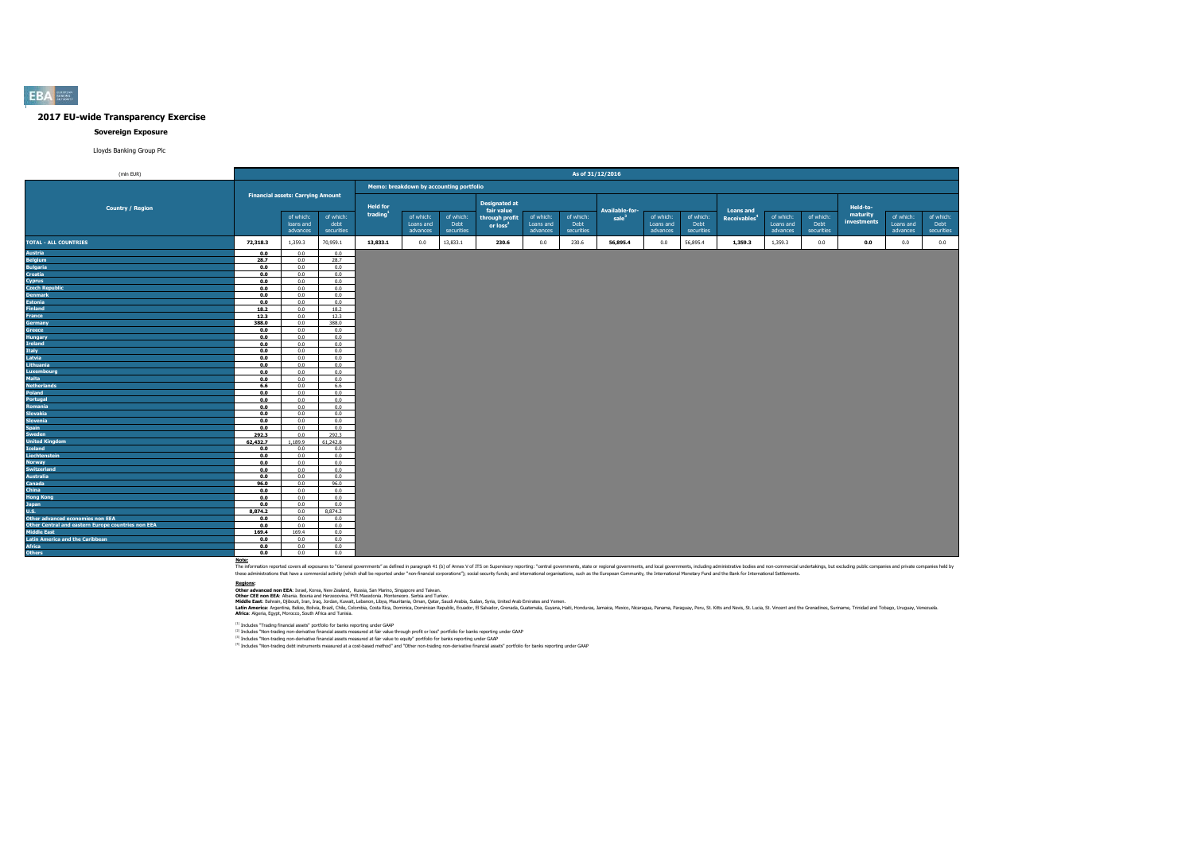## 2017 EU-wide Transparency Exercise

### Sovereign Exposure

Lloyds Banking Group Plc

| (mln EUR) | As of 31/12/2016 | | | | | | | | | | | | | | | | | |
|---|---|---|---|---|---|---|---|---|---|---|---|---|---|---|---|---|---|---|
| | Financial assets: Carrying Amount | | | Memo: breakdown by accounting portfolio | | | | | | | | | | | | | | |
| Country / Region | | of which: loans and advances | of which: debt securities | Held for trading[1] | of which: Loans and advances | of which: Debt securities | Designated at fair value through profit or loss[2] | of which: Loans and advances | of which: Debt securities | Available-for-sale[3] | of which: Loans and advances | of which: Debt securities | Loans and Receivables[4] | of which: Loans and advances | of which: Debt securities | Held-to-maturity investments | of which: Loans and advances | of which: Debt securities |
| **TOTAL - ALL COUNTRIES** | **72,318.3** | 1,359.3 | 70,959.1 | **13,833.1** | 0.0 | 13,833.1 | **230.6** | 0.0 | 230.6 | **56,895.4** | 0.0 | 56,895.4 | **1,359.3** | 1,359.3 | 0.0 | **0.0** | 0.0 | 0.0 |
| Austria | 0.0 | 0.0 | 0.0 | | | | | | | | | | | | | | | |
| Belgium | 28.7 | 0.0 | 28.7 | | | | | | | | | | | | | | | |
| Bulgaria | 0.0 | 0.0 | 0.0 | | | | | | | | | | | | | | | |
| Croatia | 0.0 | 0.0 | 0.0 | | | | | | | | | | | | | | | |
| Cyprus | 0.0 | 0.0 | 0.0 | | | | | | | | | | | | | | | |
| Czech Republic | 0.0 | 0.0 | 0.0 | | | | | | | | | | | | | | | |
| Denmark | 0.0 | 0.0 | 0.0 | | | | | | | | | | | | | | | |
| Estonia | 0.0 | 0.0 | 0.0 | | | | | | | | | | | | | | | |
| Finland | 18.2 | 0.0 | 18.2 | | | | | | | | | | | | | | | |
| France | 12.3 | 0.0 | 12.3 | | | | | | | | | | | | | | | |
| Germany | 388.0 | 0.0 | 388.0 | | | | | | | | | | | | | | | |
| Greece | 0.0 | 0.0 | 0.0 | | | | | | | | | | | | | | | |
| Hungary | 0.0 | 0.0 | 0.0 | | | | | | | | | | | | | | | |
| Ireland | 0.0 | 0.0 | 0.0 | | | | | | | | | | | | | | | |
| Italy | 0.0 | 0.0 | 0.0 | | | | | | | | | | | | | | | |
| Latvia | 0.0 | 0.0 | 0.0 | | | | | | | | | | | | | | | |
| Lithuania | 0.0 | 0.0 | 0.0 | | | | | | | | | | | | | | | |
| Luxembourg | 0.0 | 0.0 | 0.0 | | | | | | | | | | | | | | | |
| Malta | 0.0 | 0.0 | 0.0 | | | | | | | | | | | | | | | |
| Netherlands | 6.6 | 0.0 | 6.6 | | | | | | | | | | | | | | | |
| Poland | 0.0 | 0.0 | 0.0 | | | | | | | | | | | | | | | |
| Portugal | 0.0 | 0.0 | 0.0 | | | | | | | | | | | | | | | |
| Romania | 0.0 | 0.0 | 0.0 | | | | | | | | | | | | | | | |
| Slovakia | 0.0 | 0.0 | 0.0 | | | | | | | | | | | | | | | |
| Slovenia | 0.0 | 0.0 | 0.0 | | | | | | | | | | | | | | | |
| Spain | 0.0 | 0.0 | 0.0 | | | | | | | | | | | | | | | |
| Sweden | 292.3 | 0.0 | 292.3 | | | | | | | | | | | | | | | |
| United Kingdom | 62,432.7 | 1,189.9 | 61,242.8 | | | | | | | | | | | | | | | |
| Iceland | 0.0 | 0.0 | 0.0 | | | | | | | | | | | | | | | |
| Liechtenstein | 0.0 | 0.0 | 0.0 | | | | | | | | | | | | | | | |
| Norway | 0.0 | 0.0 | 0.0 | | | | | | | | | | | | | | | |
| Switzerland | 0.0 | 0.0 | 0.0 | | | | | | | | | | | | | | | |
| Australia | 0.0 | 0.0 | 0.0 | | | | | | | | | | | | | | | |
| Canada | 96.0 | 0.0 | 96.0 | | | | | | | | | | | | | | | |
| China | 0.0 | 0.0 | 0.0 | | | | | | | | | | | | | | | |
| Hong Kong | 0.0 | 0.0 | 0.0 | | | | | | | | | | | | | | | |
| Japan | 0.0 | 0.0 | 0.0 | | | | | | | | | | | | | | | |
| U.S. | 8,874.2 | 0.0 | 8,874.2 | | | | | | | | | | | | | | | |
| Other advanced economies non EEA | 0.0 | 0.0 | 0.0 | | | | | | | | | | | | | | | |
| Other Central and eastern Europe countries non EEA | 0.0 | 0.0 | 0.0 | | | | | | | | | | | | | | | |
| Middle East | 169.4 | 169.4 | 0.0 | | | | | | | | | | | | | | | |
| Latin America and the Caribbean | 0.0 | 0.0 | 0.0 | | | | | | | | | | | | | | | |
| Africa | 0.0 | 0.0 | 0.0 | | | | | | | | | | | | | | | |
| Others | 0.0 | 0.0 | 0.0 | | | | | | | | | | | | | | | |

**Note:**

The information reported covers all exposures to "General governments" as defined in paragraph 41 (b) of Annex V of ITS on Supervisory reporting: "central governments, state or regional governments, and local governments, including administrative bodies and non-commercial undertakings, but excluding public companies and private companies held by these administrations that have a commercial activity (which shall be reported under "non-financial corporations"); social security funds; and international organisations, such as the European Community, the International Monetary Fund and the Bank for International Settlements.

**Regions:**

**Other advanced non EEA**: Israel, Korea, New Zealand, Russia, San Marino, Singapore and Taiwan.
**Other CEE non EEA**: Albania, Bosnia and Herzegovina, FYR Macedonia, Montenegro, Serbia and Turkey.
**Middle East**: Bahrain, Djibouti, Iran, Iraq, Jordan, Kuwait, Lebanon, Libya, Mauritania, Oman, Qatar, Saudi Arabia, Sudan, Syria, United Arab Emirates and Yemen.
**Latin America**: Argentina, Belize, Bolivia, Brazil, Chile, Colombia, Costa Rica, Dominica, Dominican Republic, Ecuador, El Salvador, Grenada, Guatemala, Guyana, Haiti, Honduras, Jamaica, Mexico, Nicaragua, Panama, Paraguay, Peru, St. Kitts and Nevis, St. Lucia, St. Vincent and the Grenadines, Suriname, Trinidad and Tobago, Uruguay, Venezuela.
**Africa**: Algeria, Egypt, Morocco, South Africa and Tunisia.

[1] Includes "Trading financial assets" portfolio for banks reporting under GAAP

[2] Includes "Non-trading non-derivative financial assets measured at fair value through profit or loss" portfolio for banks reporting under GAAP

[3] Includes "Non-trading non-derivative financial assets measured at fair value to equity" portfolio for banks reporting under GAAP

[4] Includes "Non-trading debt instruments measured at a cost-based method" and "Other non-trading non-derivative financial assets" portfolio for banks reporting under GAAP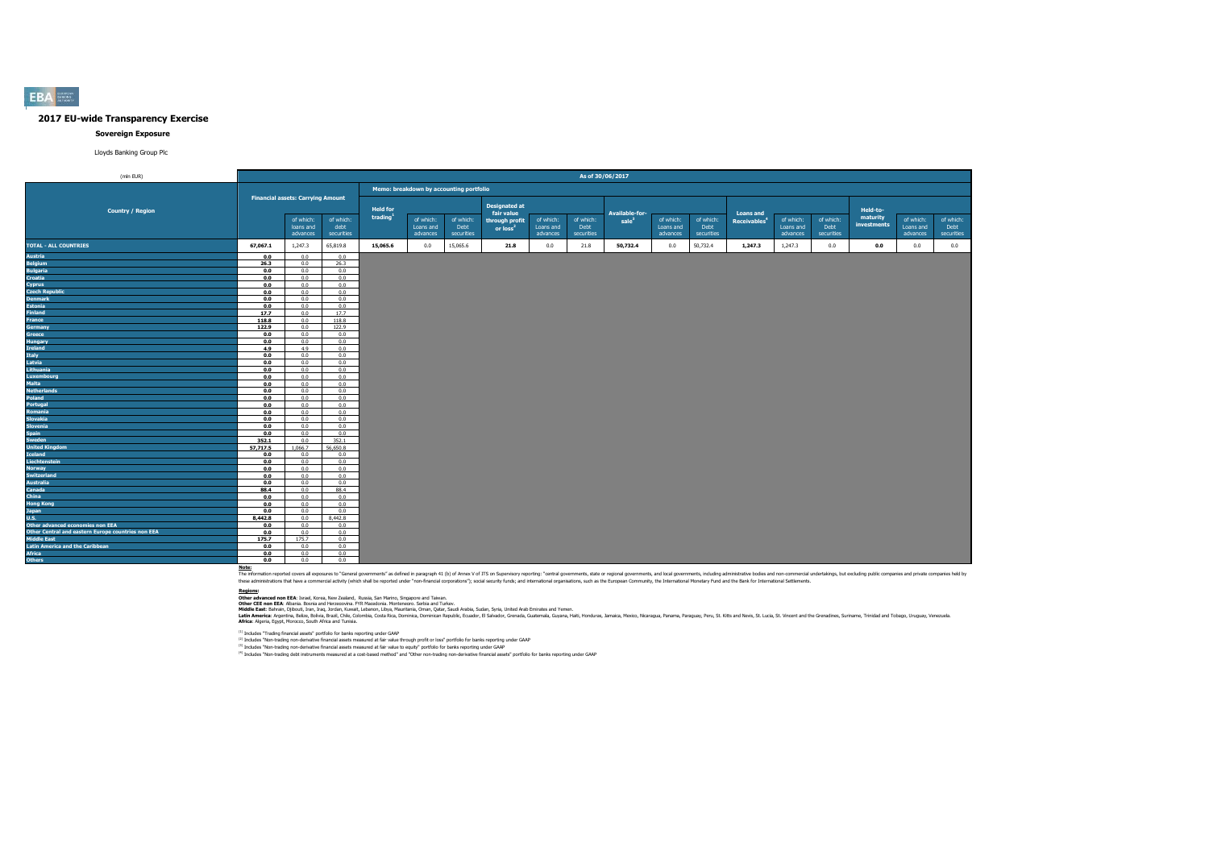# 2017 EU-wide Transparency Exercise

## Sovereign Exposure

Lloyds Banking Group Plc

| (mln EUR) | As of 30/06/2017 | | | | | | | | | | | | | | | | | |
|---|---|---|---|---|---|---|---|---|---|---|---|---|---|---|---|---|---|---|
| | Financial assets: Carrying Amount | | | Memo: breakdown by accounting portfolio | | | | | | | | | | | | | | |
| Country / Region | | of which: loans and advances | of which: debt securities | Held for trading[1] | of which: Loans and advances | of which: Debt securities | Designated at fair value through profit or loss[2] | of which: Loans and advances | of which: Debt securities | Available-for-sale[3] | of which: Loans and advances | of which: Debt securities | Loans and Receivables[4] | of which: Loans and advances | of which: Debt securities | Held-to-maturity investments | of which: Loans and advances | of which: Debt securities |
| **TOTAL - ALL COUNTRIES** | **67,067.1** | 1,247.3 | 65,819.8 | **15,065.6** | 0.0 | 15,065.6 | **21.8** | 0.0 | 21.8 | **50,732.4** | 0.0 | 50,732.4 | **1,247.3** | 1,247.3 | 0.0 | **0.0** | 0.0 | 0.0 |
| Austria | 0.0 | 0.0 | 0.0 | | | | | | | | | | | | | | | |
| Belgium | 26.3 | 0.0 | 26.3 | | | | | | | | | | | | | | | |
| Bulgaria | 0.0 | 0.0 | 0.0 | | | | | | | | | | | | | | | |
| Croatia | 0.0 | 0.0 | 0.0 | | | | | | | | | | | | | | | |
| Cyprus | 0.0 | 0.0 | 0.0 | | | | | | | | | | | | | | | |
| Czech Republic | 0.0 | 0.0 | 0.0 | | | | | | | | | | | | | | | |
| Denmark | 0.0 | 0.0 | 0.0 | | | | | | | | | | | | | | | |
| Estonia | 0.0 | 0.0 | 0.0 | | | | | | | | | | | | | | | |
| Finland | 17.7 | 0.0 | 17.7 | | | | | | | | | | | | | | | |
| France | 118.8 | 0.0 | 118.8 | | | | | | | | | | | | | | | |
| Germany | 122.9 | 0.0 | 122.9 | | | | | | | | | | | | | | | |
| Greece | 0.0 | 0.0 | 0.0 | | | | | | | | | | | | | | | |
| Hungary | 0.0 | 0.0 | 0.0 | | | | | | | | | | | | | | | |
| Ireland | 4.9 | 4.9 | 0.0 | | | | | | | | | | | | | | | |
| Italy | 0.0 | 0.0 | 0.0 | | | | | | | | | | | | | | | |
| Latvia | 0.0 | 0.0 | 0.0 | | | | | | | | | | | | | | | |
| Lithuania | 0.0 | 0.0 | 0.0 | | | | | | | | | | | | | | | |
| Luxembourg | 0.0 | 0.0 | 0.0 | | | | | | | | | | | | | | | |
| Malta | 0.0 | 0.0 | 0.0 | | | | | | | | | | | | | | | |
| Netherlands | 0.0 | 0.0 | 0.0 | | | | | | | | | | | | | | | |
| Poland | 0.0 | 0.0 | 0.0 | | | | | | | | | | | | | | | |
| Portugal | 0.0 | 0.0 | 0.0 | | | | | | | | | | | | | | | |
| Romania | 0.0 | 0.0 | 0.0 | | | | | | | | | | | | | | | |
| Slovakia | 0.0 | 0.0 | 0.0 | | | | | | | | | | | | | | | |
| Slovenia | 0.0 | 0.0 | 0.0 | | | | | | | | | | | | | | | |
| Spain | 0.0 | 0.0 | 0.0 | | | | | | | | | | | | | | | |
| Sweden | 352.1 | 0.0 | 352.1 | | | | | | | | | | | | | | | |
| United Kingdom | 57,717.5 | 1,066.7 | 56,650.8 | | | | | | | | | | | | | | | |
| Iceland | 0.0 | 0.0 | 0.0 | | | | | | | | | | | | | | | |
| Liechtenstein | 0.0 | 0.0 | 0.0 | | | | | | | | | | | | | | | |
| Norway | 0.0 | 0.0 | 0.0 | | | | | | | | | | | | | | | |
| Switzerland | 0.0 | 0.0 | 0.0 | | | | | | | | | | | | | | | |
| Australia | 0.0 | 0.0 | 0.0 | | | | | | | | | | | | | | | |
| Canada | 88.4 | 0.0 | 88.4 | | | | | | | | | | | | | | | |
| China | 0.0 | 0.0 | 0.0 | | | | | | | | | | | | | | | |
| Hong Kong | 0.0 | 0.0 | 0.0 | | | | | | | | | | | | | | | |
| Japan | 0.0 | 0.0 | 0.0 | | | | | | | | | | | | | | | |
| U.S. | 8,442.8 | 0.0 | 8,442.8 | | | | | | | | | | | | | | | |
| Other advanced economies non EEA | 0.0 | 0.0 | 0.0 | | | | | | | | | | | | | | | |
| Other Central and eastern Europe countries non EEA | 0.0 | 0.0 | 0.0 | | | | | | | | | | | | | | | |
| Middle East | 175.7 | 175.7 | 0.0 | | | | | | | | | | | | | | | |
| Latin America and the Caribbean | 0.0 | 0.0 | 0.0 | | | | | | | | | | | | | | | |
| Africa | 0.0 | 0.0 | 0.0 | | | | | | | | | | | | | | | |
| Others | 0.0 | 0.0 | 0.0 | | | | | | | | | | | | | | | |

**Note:**

The information reported covers all exposures to "General governments" as defined in paragraph 41 (b) of Annex V of ITS on Supervisory reporting: "central governments, state or regional governments, and local governments, including administrative bodies and non-commercial undertakings, but excluding public companies and private companies held by these administrations that have a commercial activity (which shall be reported under "non-financial corporations"); social security funds; and international organisations, such as the European Community, the International Monetary Fund and the Bank for International Settlements.

**Regions:**

**Other advanced non EEA:** Israel, Korea, New Zealand, Russia, San Marino, Singapore and Taiwan.
**Other CEE non EEA:** Albania. Bosnia and Herzegovina. FYR Macedonia. Montenegro. Serbia and Turkey.
**Middle East:** Bahrain, Djibouti, Iran, Iraq, Jordan, Kuwait, Lebanon, Libya, Mauritania, Oman, Qatar, Saudi Arabia, Sudan, Syria, United Arab Emirates and Yemen.
**Latin America:** Argentina, Belize, Bolivia, Brazil, Chile, Colombia, Costa Rica, Dominica, Dominican Republic, Ecuador, El Salvador, Grenada, Guatemala, Guyana, Haiti, Honduras, Jamaica, Mexico, Nicaragua, Panama, Paraguay, Peru, St. Kitts and Nevis, St. Lucia, St. Vincent and the Grenadines, Suriname, Trinidad and Tobago, Uruguay, Venezuela.
**Africa:** Algeria, Egypt, Morocco, South Africa and Tunisia.

[1] Includes "Trading financial assets" portfolio for banks reporting under GAAP

[2] Includes "Non-trading non-derivative financial assets measured at fair value through profit or loss" portfolio for banks reporting under GAAP

[3] Includes "Non-trading non-derivative financial assets measured at fair value to equity" portfolio for banks reporting under GAAP

[4] Includes "Non-trading debt instruments measured at a cost-based method" and "Other non-trading non-derivative financial assets" portfolio for banks reporting under GAAP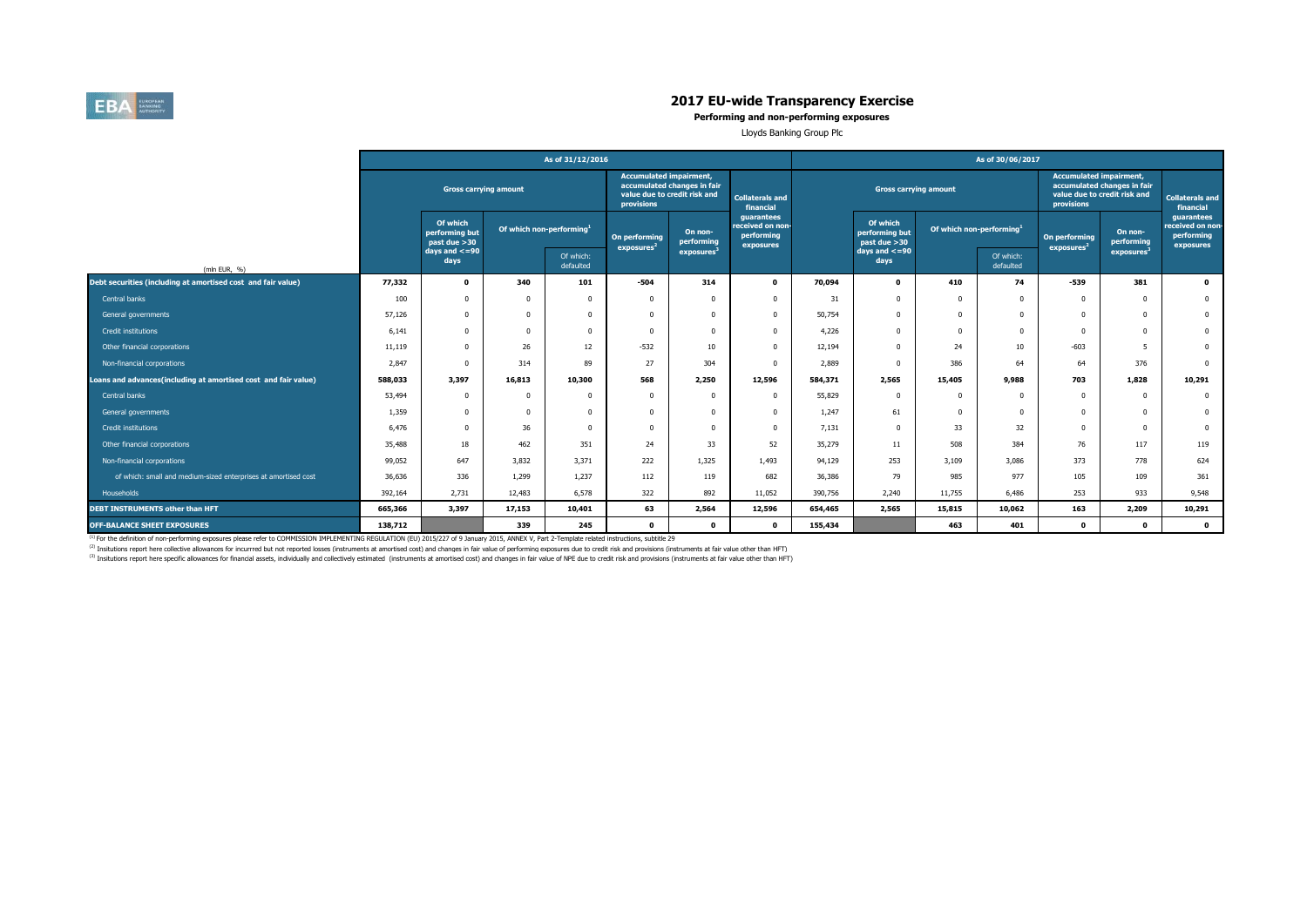# 2017 EU-wide Transparency Exercise

## Performing and non-performing exposures

Lloyds Banking Group Plc

| (mln EUR, %) | As of 31/12/2016 | | | | | | | As of 30/06/2017 | | | | | | |
|---|---|---|---|---|---|---|---|---|---|---|---|---|---|---|
| | Gross carrying amount | | | | Accumulated impairment, accumulated changes in fair value due to credit risk and provisions | | Collaterals and financial guarantees received on non-performing exposures | Gross carrying amount | | | | Accumulated impairment, accumulated changes in fair value due to credit risk and provisions | | Collaterals and financial guarantees received on non-performing exposures |
| | | Of which performing but past due >30 days and <=90 days | Of which non-performing[1] | | On performing exposures[2] | On non-performing exposures[3] | | | Of which performing but past due >30 days and <=90 days | Of which non-performing[1] | | On performing exposures[2] | On non-performing exposures[3] | |
| | | | | Of which: defaulted | | | | | | | Of which: defaulted | | | |
| **Debt securities (including at amortised cost and fair value)** | **77,332** | **0** | **340** | **101** | **-504** | **314** | **0** | **70,094** | **0** | **410** | **74** | **-539** | **381** | **0** |
| Central banks | 100 | 0 | 0 | 0 | 0 | 0 | 0 | 31 | 0 | 0 | 0 | 0 | 0 | 0 |
| General governments | 57,126 | 0 | 0 | 0 | 0 | 0 | 0 | 50,754 | 0 | 0 | 0 | 0 | 0 | 0 |
| Credit institutions | 6,141 | 0 | 0 | 0 | 0 | 0 | 0 | 4,226 | 0 | 0 | 0 | 0 | 0 | 0 |
| Other financial corporations | 11,119 | 0 | 26 | 12 | -532 | 10 | 0 | 12,194 | 0 | 24 | 10 | -603 | 5 | 0 |
| Non-financial corporations | 2,847 | 0 | 314 | 89 | 27 | 304 | 0 | 2,889 | 0 | 386 | 64 | 64 | 376 | 0 |
| **Loans and advances(including at amortised cost and fair value)** | **588,033** | **3,397** | **16,813** | **10,300** | **568** | **2,250** | **12,596** | **584,371** | **2,565** | **15,405** | **9,988** | **703** | **1,828** | **10,291** |
| Central banks | 53,494 | 0 | 0 | 0 | 0 | 0 | 0 | 55,829 | 0 | 0 | 0 | 0 | 0 | 0 |
| General governments | 1,359 | 0 | 0 | 0 | 0 | 0 | 0 | 1,247 | 61 | 0 | 0 | 0 | 0 | 0 |
| Credit institutions | 6,476 | 0 | 36 | 0 | 0 | 0 | 0 | 7,131 | 0 | 33 | 32 | 0 | 0 | 0 |
| Other financial corporations | 35,488 | 18 | 462 | 351 | 24 | 33 | 52 | 35,279 | 11 | 508 | 384 | 76 | 117 | 119 |
| Non-financial corporations | 99,052 | 647 | 3,832 | 3,371 | 222 | 1,325 | 1,493 | 94,129 | 253 | 3,109 | 3,086 | 373 | 778 | 624 |
| of which: small and medium-sized enterprises at amortised cost | 36,636 | 336 | 1,299 | 1,237 | 112 | 119 | 682 | 36,386 | 79 | 985 | 977 | 105 | 109 | 361 |
| Households | 392,164 | 2,731 | 12,483 | 6,578 | 322 | 892 | 11,052 | 390,756 | 2,240 | 11,755 | 6,486 | 253 | 933 | 9,548 |
| **DEBT INSTRUMENTS other than HFT** | **665,366** | **3,397** | **17,153** | **10,401** | **63** | **2,564** | **12,596** | **654,465** | **2,565** | **15,815** | **10,062** | **163** | **2,209** | **10,291** |
| **OFF-BALANCE SHEET EXPOSURES** | **138,712** | | **339** | **245** | **0** | **0** | **0** | **155,434** | | **463** | **401** | **0** | **0** | **0** |

[1] For the definition of non-performing exposures please refer to COMMISSION IMPLEMENTING REGULATION (EU) 2015/227 of 9 January 2015, ANNEX V, Part 2-Template related instructions, subtitle 29

[2] Insitutions report here collective allowances for incurrred but not reported losses (instruments at amortised cost) and changes in fair value of performing exposures due to credit risk and provisions (instruments at fair value other than HFT)

[3] Insitutions report here specific allowances for financial assets, individually and collectively estimated (instruments at amortised cost) and changes in fair value of NPE due to credit risk and provisions (instruments at fair value other than HFT)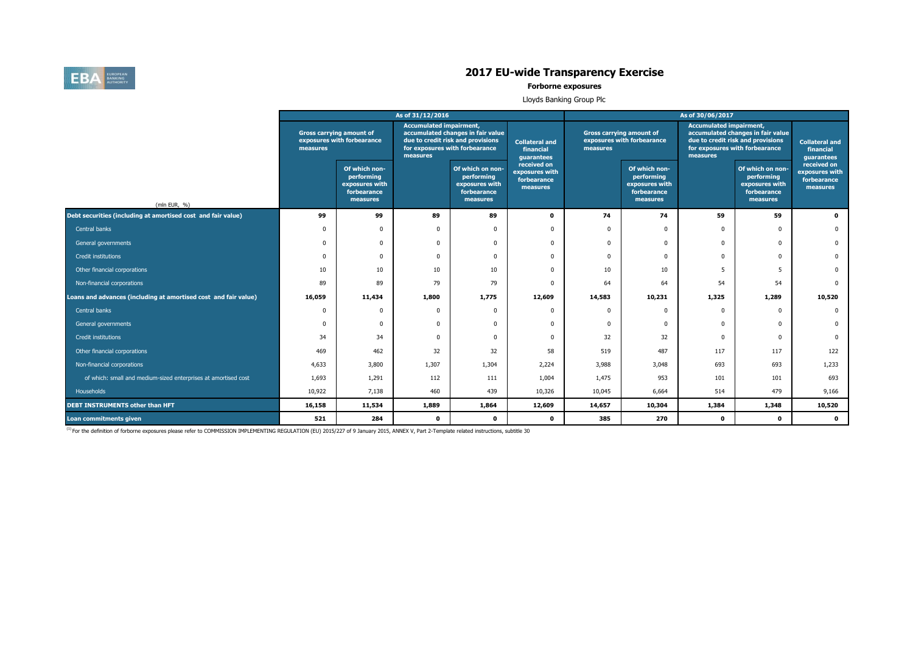# 2017 EU-wide Transparency Exercise

**Forborne exposures**

Lloyds Banking Group Plc

| (mln EUR, %) | As of 31/12/2016 | | | | | As of 30/06/2017 | | | | |
|---|---|---|---|---|---|---|---|---|---|---|
| | Gross carrying amount of exposures with forbearance measures | | Accumulated impairment, accumulated changes in fair value due to credit risk and provisions for exposures with forbearance measures | | Collateral and financial guarantees received on exposures with forbearance measures | Gross carrying amount of exposures with forbearance measures | | Accumulated impairment, accumulated changes in fair value due to credit risk and provisions for exposures with forbearance measures | | Collateral and financial guarantees received on exposures with forbearance measures |
| | | Of which non-performing exposures with forbearance measures | | Of which on non-performing exposures with forbearance measures | | | Of which non-performing exposures with forbearance measures | | Of which on non-performing exposures with forbearance measures | |
| **Debt securities (including at amortised cost and fair value)** | **99** | **99** | **89** | **89** | **0** | **74** | **74** | **59** | **59** | **0** |
| Central banks | 0 | 0 | 0 | 0 | 0 | 0 | 0 | 0 | 0 | 0 |
| General governments | 0 | 0 | 0 | 0 | 0 | 0 | 0 | 0 | 0 | 0 |
| Credit institutions | 0 | 0 | 0 | 0 | 0 | 0 | 0 | 0 | 0 | 0 |
| Other financial corporations | 10 | 10 | 10 | 10 | 0 | 10 | 10 | 5 | 5 | 0 |
| Non-financial corporations | 89 | 89 | 79 | 79 | 0 | 64 | 64 | 54 | 54 | 0 |
| **Loans and advances (including at amortised cost and fair value)** | **16,059** | **11,434** | **1,800** | **1,775** | **12,609** | **14,583** | **10,231** | **1,325** | **1,289** | **10,520** |
| Central banks | 0 | 0 | 0 | 0 | 0 | 0 | 0 | 0 | 0 | 0 |
| General governments | 0 | 0 | 0 | 0 | 0 | 0 | 0 | 0 | 0 | 0 |
| Credit institutions | 34 | 34 | 0 | 0 | 0 | 32 | 32 | 0 | 0 | 0 |
| Other financial corporations | 469 | 462 | 32 | 32 | 58 | 519 | 487 | 117 | 117 | 122 |
| Non-financial corporations | 4,633 | 3,800 | 1,307 | 1,304 | 2,224 | 3,988 | 3,048 | 693 | 693 | 1,233 |
| of which: small and medium-sized enterprises at amortised cost | 1,693 | 1,291 | 112 | 111 | 1,004 | 1,475 | 953 | 101 | 101 | 693 |
| Households | 10,922 | 7,138 | 460 | 439 | 10,326 | 10,045 | 6,664 | 514 | 479 | 9,166 |
| **DEBT INSTRUMENTS other than HFT** | **16,158** | **11,534** | **1,889** | **1,864** | **12,609** | **14,657** | **10,304** | **1,384** | **1,348** | **10,520** |
| **Loan commitments given** | **521** | **284** | **0** | **0** | **0** | **385** | **270** | **0** | **0** | **0** |

[1] For the definition of forborne exposures please refer to COMMISSION IMPLEMENTING REGULATION (EU) 2015/227 of 9 January 2015, ANNEX V, Part 2-Template related instructions, subtitle 30